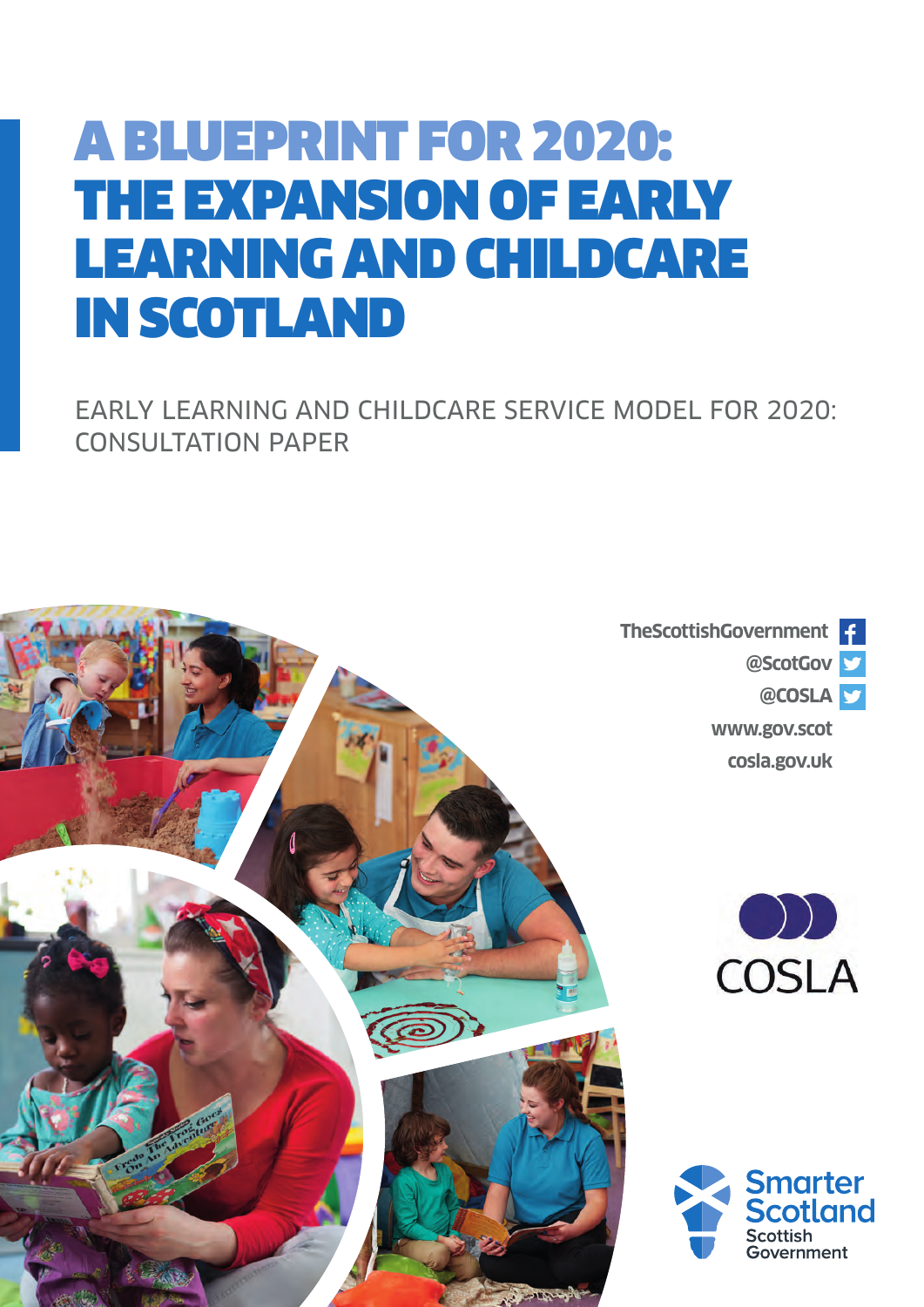# A BLUEPRINT FOR 2020: THE EXPANSION OF EARLY LEARNING AND CHILDCARE IN SCOTLAND

EARLY LEARNING AND CHILDCARE SERVICE MODEL FOR 2020: CONSULTATION PAPER

TheScottishGovernment

@ScotGov

@COSLA

www.gov.scot

cosla.gov.uk

COSLA

Smarter Scotland

Scottish Government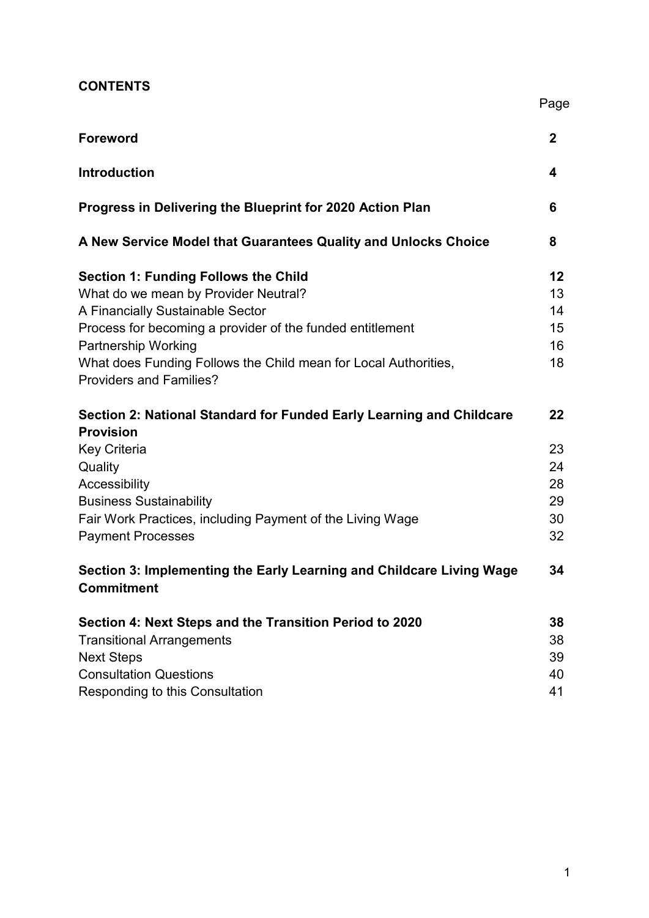**CONTENTS**

| | Page |
|---|---|
| **Foreword** | **2** |
| **Introduction** | **4** |
| **Progress in Delivering the Blueprint for 2020 Action Plan** | **6** |
| **A New Service Model that Guarantees Quality and Unlocks Choice** | **8** |
| **Section 1: Funding Follows the Child** | **12** |
| What do we mean by Provider Neutral? | 13 |
| A Financially Sustainable Sector | 14 |
| Process for becoming a provider of the funded entitlement | 15 |
| Partnership Working | 16 |
| What does Funding Follows the Child mean for Local Authorities, Providers and Families? | 18 |
| **Section 2: National Standard for Funded Early Learning and Childcare Provision** | **22** |
| Key Criteria | 23 |
| Quality | 24 |
| Accessibility | 28 |
| Business Sustainability | 29 |
| Fair Work Practices, including Payment of the Living Wage | 30 |
| Payment Processes | 32 |
| **Section 3: Implementing the Early Learning and Childcare Living Wage Commitment** | **34** |
| **Section 4: Next Steps and the Transition Period to 2020** | **38** |
| Transitional Arrangements | 38 |
| Next Steps | 39 |
| Consultation Questions | 40 |
| Responding to this Consultation | 41 |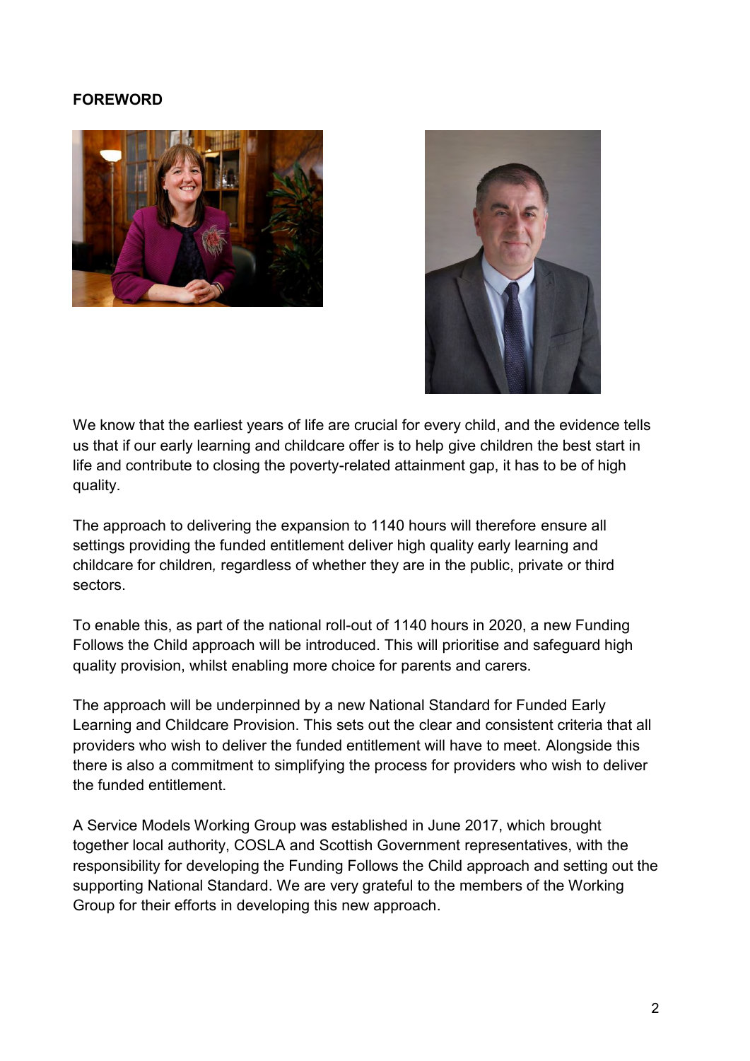**FOREWORD**

We know that the earliest years of life are crucial for every child, and the evidence tells us that if our early learning and childcare offer is to help give children the best start in life and contribute to closing the poverty-related attainment gap, it has to be of high quality.

The approach to delivering the expansion to 1140 hours will therefore ensure all settings providing the funded entitlement deliver high quality early learning and childcare for children*,* regardless of whether they are in the public, private or third sectors.

To enable this, as part of the national roll-out of 1140 hours in 2020, a new Funding Follows the Child approach will be introduced. This will prioritise and safeguard high quality provision, whilst enabling more choice for parents and carers.

The approach will be underpinned by a new National Standard for Funded Early Learning and Childcare Provision. This sets out the clear and consistent criteria that all providers who wish to deliver the funded entitlement will have to meet. Alongside this there is also a commitment to simplifying the process for providers who wish to deliver the funded entitlement.

A Service Models Working Group was established in June 2017, which brought together local authority, COSLA and Scottish Government representatives, with the responsibility for developing the Funding Follows the Child approach and setting out the supporting National Standard. We are very grateful to the members of the Working Group for their efforts in developing this new approach.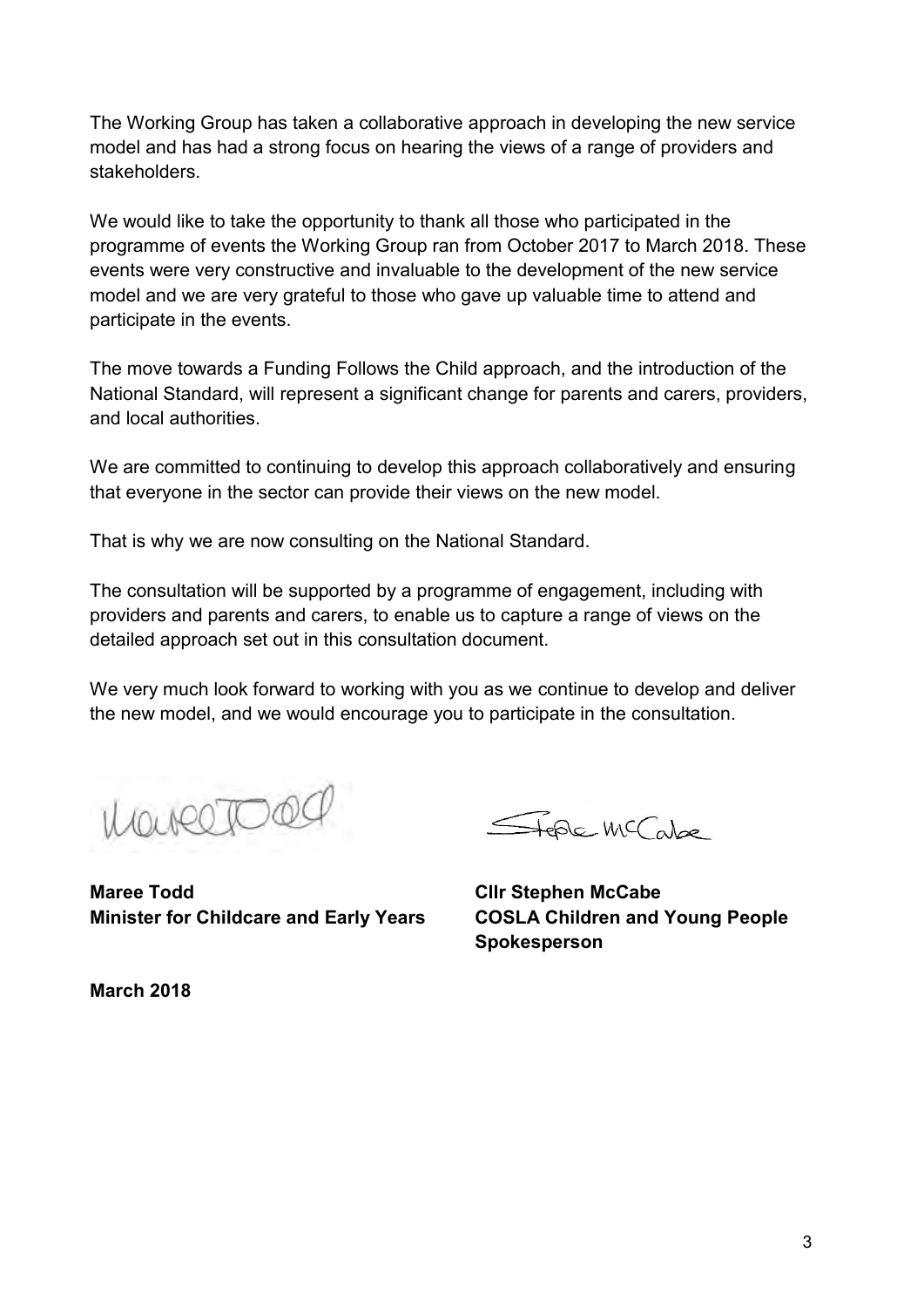The Working Group has taken a collaborative approach in developing the new service model and has had a strong focus on hearing the views of a range of providers and stakeholders.

We would like to take the opportunity to thank all those who participated in the programme of events the Working Group ran from October 2017 to March 2018. These events were very constructive and invaluable to the development of the new service model and we are very grateful to those who gave up valuable time to attend and participate in the events.

The move towards a Funding Follows the Child approach, and the introduction of the National Standard, will represent a significant change for parents and carers, providers, and local authorities.

We are committed to continuing to develop this approach collaboratively and ensuring that everyone in the sector can provide their views on the new model.

That is why we are now consulting on the National Standard.

The consultation will be supported by a programme of engagement, including with providers and parents and carers, to enable us to capture a range of views on the detailed approach set out in this consultation document.

We very much look forward to working with you as we continue to develop and deliver the new model, and we would encourage you to participate in the consultation.

**Maree Todd**
**Minister for Childcare and Early Years**

**Cllr Stephen McCabe**
**COSLA Children and Young People Spokesperson**

**March 2018**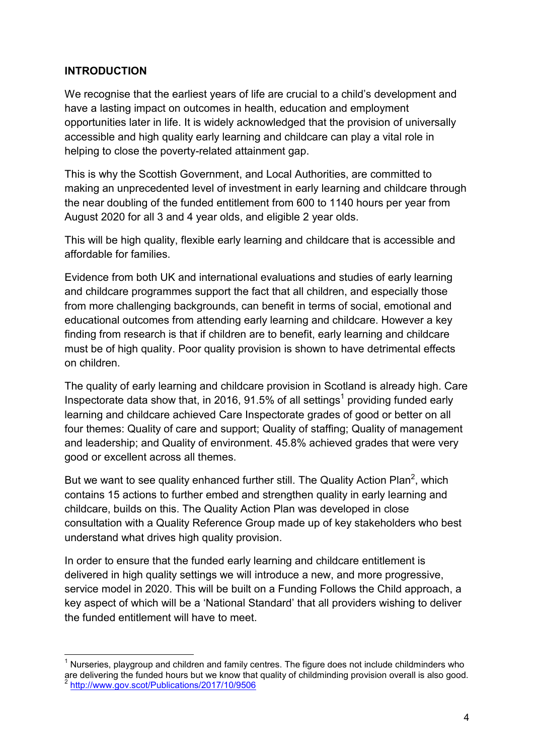## INTRODUCTION

We recognise that the earliest years of life are crucial to a child's development and have a lasting impact on outcomes in health, education and employment opportunities later in life. It is widely acknowledged that the provision of universally accessible and high quality early learning and childcare can play a vital role in helping to close the poverty-related attainment gap.

This is why the Scottish Government, and Local Authorities, are committed to making an unprecedented level of investment in early learning and childcare through the near doubling of the funded entitlement from 600 to 1140 hours per year from August 2020 for all 3 and 4 year olds, and eligible 2 year olds.

This will be high quality, flexible early learning and childcare that is accessible and affordable for families.

Evidence from both UK and international evaluations and studies of early learning and childcare programmes support the fact that all children, and especially those from more challenging backgrounds, can benefit in terms of social, emotional and educational outcomes from attending early learning and childcare. However a key finding from research is that if children are to benefit, early learning and childcare must be of high quality. Poor quality provision is shown to have detrimental effects on children.

The quality of early learning and childcare provision in Scotland is already high. Care Inspectorate data show that, in 2016, 91.5% of all settings[1] providing funded early learning and childcare achieved Care Inspectorate grades of good or better on all four themes: Quality of care and support; Quality of staffing; Quality of management and leadership; and Quality of environment. 45.8% achieved grades that were very good or excellent across all themes.

But we want to see quality enhanced further still. The Quality Action Plan[2], which contains 15 actions to further embed and strengthen quality in early learning and childcare, builds on this. The Quality Action Plan was developed in close consultation with a Quality Reference Group made up of key stakeholders who best understand what drives high quality provision.

In order to ensure that the funded early learning and childcare entitlement is delivered in high quality settings we will introduce a new, and more progressive, service model in 2020. This will be built on a Funding Follows the Child approach, a key aspect of which will be a 'National Standard' that all providers wishing to deliver the funded entitlement will have to meet.

---

[1] Nurseries, playgroup and children and family centres. The figure does not include childminders who are delivering the funded hours but we know that quality of childminding provision overall is also good.

[2] http://www.gov.scot/Publications/2017/10/9506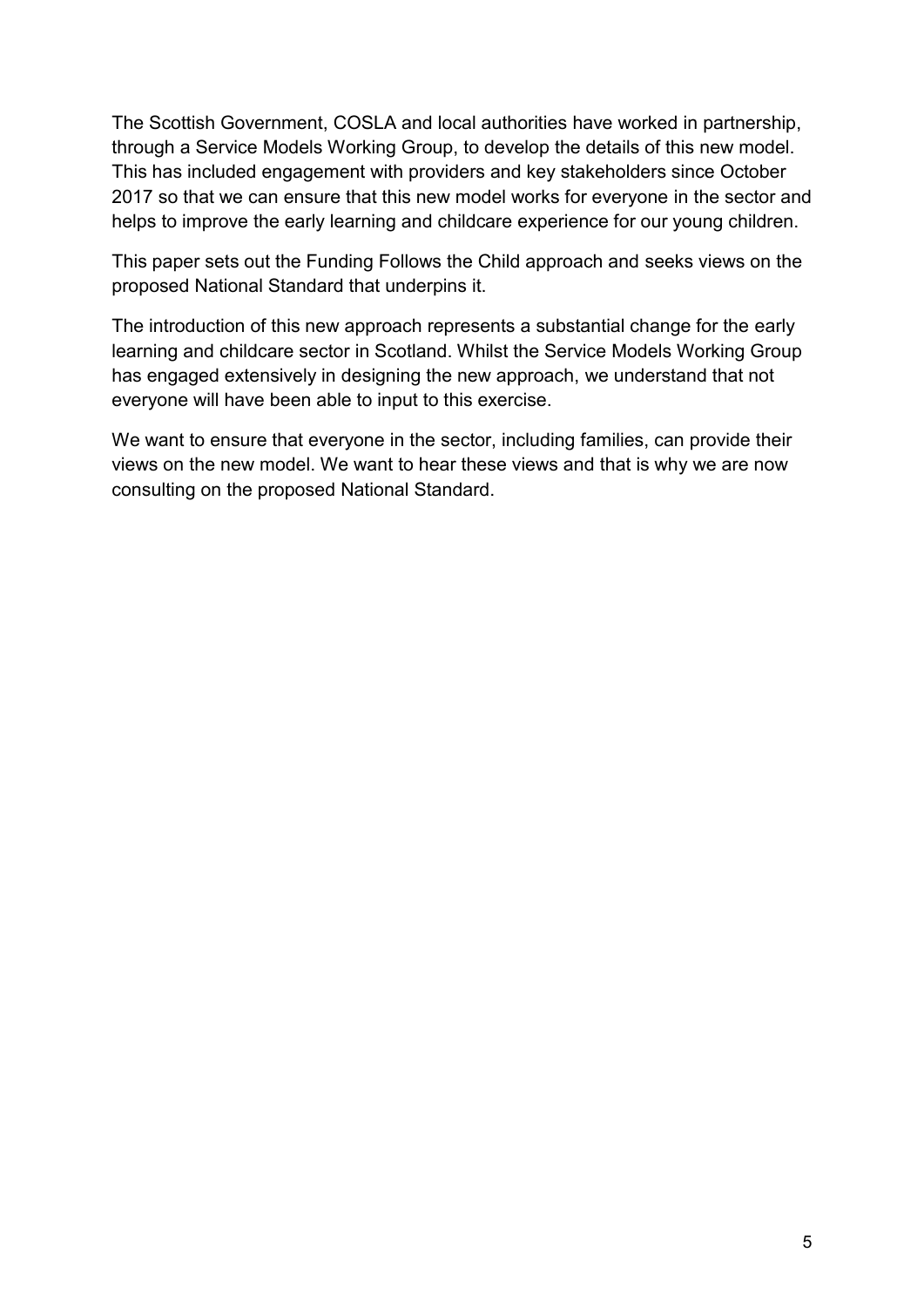The Scottish Government, COSLA and local authorities have worked in partnership, through a Service Models Working Group, to develop the details of this new model. This has included engagement with providers and key stakeholders since October 2017 so that we can ensure that this new model works for everyone in the sector and helps to improve the early learning and childcare experience for our young children.

This paper sets out the Funding Follows the Child approach and seeks views on the proposed National Standard that underpins it.

The introduction of this new approach represents a substantial change for the early learning and childcare sector in Scotland. Whilst the Service Models Working Group has engaged extensively in designing the new approach, we understand that not everyone will have been able to input to this exercise.

We want to ensure that everyone in the sector, including families, can provide their views on the new model. We want to hear these views and that is why we are now consulting on the proposed National Standard.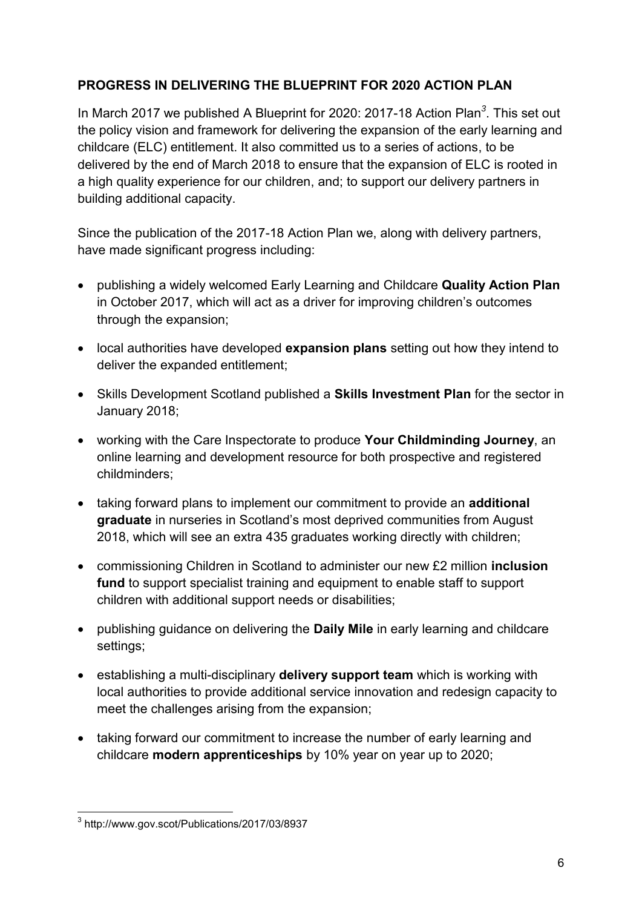## PROGRESS IN DELIVERING THE BLUEPRINT FOR 2020 ACTION PLAN

In March 2017 we published A Blueprint for 2020: 2017-18 Action Plan[3]. This set out the policy vision and framework for delivering the expansion of the early learning and childcare (ELC) entitlement. It also committed us to a series of actions, to be delivered by the end of March 2018 to ensure that the expansion of ELC is rooted in a high quality experience for our children, and; to support our delivery partners in building additional capacity.

Since the publication of the 2017-18 Action Plan we, along with delivery partners, have made significant progress including:

- publishing a widely welcomed Early Learning and Childcare **Quality Action Plan** in October 2017, which will act as a driver for improving children's outcomes through the expansion;
- local authorities have developed **expansion plans** setting out how they intend to deliver the expanded entitlement;
- Skills Development Scotland published a **Skills Investment Plan** for the sector in January 2018;
- working with the Care Inspectorate to produce **Your Childminding Journey**, an online learning and development resource for both prospective and registered childminders;
- taking forward plans to implement our commitment to provide an **additional graduate** in nurseries in Scotland's most deprived communities from August 2018, which will see an extra 435 graduates working directly with children;
- commissioning Children in Scotland to administer our new £2 million **inclusion fund** to support specialist training and equipment to enable staff to support children with additional support needs or disabilities;
- publishing guidance on delivering the **Daily Mile** in early learning and childcare settings;
- establishing a multi-disciplinary **delivery support team** which is working with local authorities to provide additional service innovation and redesign capacity to meet the challenges arising from the expansion;
- taking forward our commitment to increase the number of early learning and childcare **modern apprenticeships** by 10% year on year up to 2020;

[3] http://www.gov.scot/Publications/2017/03/8937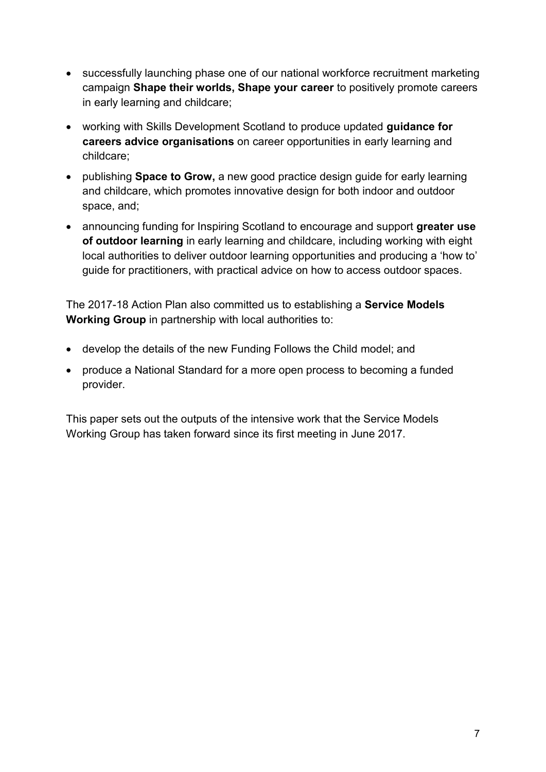- successfully launching phase one of our national workforce recruitment marketing campaign **Shape their worlds, Shape your career** to positively promote careers in early learning and childcare;
- working with Skills Development Scotland to produce updated **guidance for careers advice organisations** on career opportunities in early learning and childcare;
- publishing **Space to Grow,** a new good practice design guide for early learning and childcare, which promotes innovative design for both indoor and outdoor space, and;
- announcing funding for Inspiring Scotland to encourage and support **greater use of outdoor learning** in early learning and childcare, including working with eight local authorities to deliver outdoor learning opportunities and producing a 'how to' guide for practitioners, with practical advice on how to access outdoor spaces.

The 2017-18 Action Plan also committed us to establishing a **Service Models Working Group** in partnership with local authorities to:

- develop the details of the new Funding Follows the Child model; and
- produce a National Standard for a more open process to becoming a funded provider.

This paper sets out the outputs of the intensive work that the Service Models Working Group has taken forward since its first meeting in June 2017.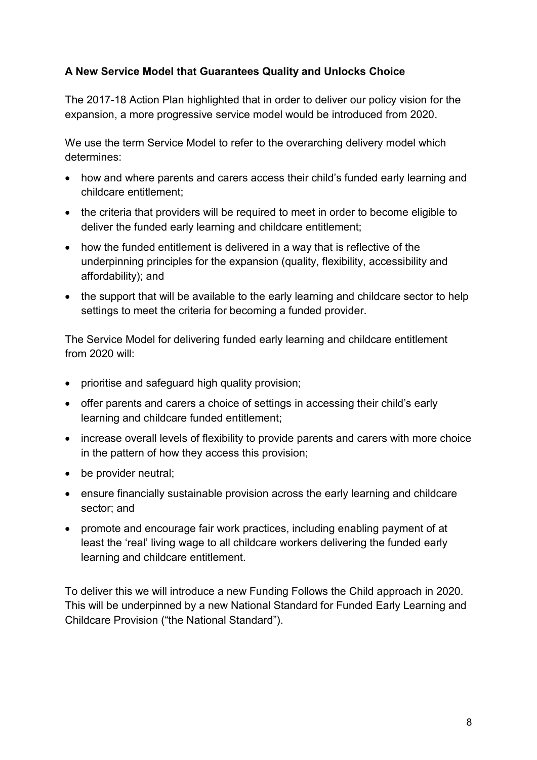**A New Service Model that Guarantees Quality and Unlocks Choice**

The 2017-18 Action Plan highlighted that in order to deliver our policy vision for the expansion, a more progressive service model would be introduced from 2020.

We use the term Service Model to refer to the overarching delivery model which determines:

- how and where parents and carers access their child's funded early learning and childcare entitlement;
- the criteria that providers will be required to meet in order to become eligible to deliver the funded early learning and childcare entitlement;
- how the funded entitlement is delivered in a way that is reflective of the underpinning principles for the expansion (quality, flexibility, accessibility and affordability); and
- the support that will be available to the early learning and childcare sector to help settings to meet the criteria for becoming a funded provider.

The Service Model for delivering funded early learning and childcare entitlement from 2020 will:

- prioritise and safeguard high quality provision;
- offer parents and carers a choice of settings in accessing their child's early learning and childcare funded entitlement;
- increase overall levels of flexibility to provide parents and carers with more choice in the pattern of how they access this provision;
- be provider neutral;
- ensure financially sustainable provision across the early learning and childcare sector; and
- promote and encourage fair work practices, including enabling payment of at least the 'real' living wage to all childcare workers delivering the funded early learning and childcare entitlement.

To deliver this we will introduce a new Funding Follows the Child approach in 2020. This will be underpinned by a new National Standard for Funded Early Learning and Childcare Provision ("the National Standard").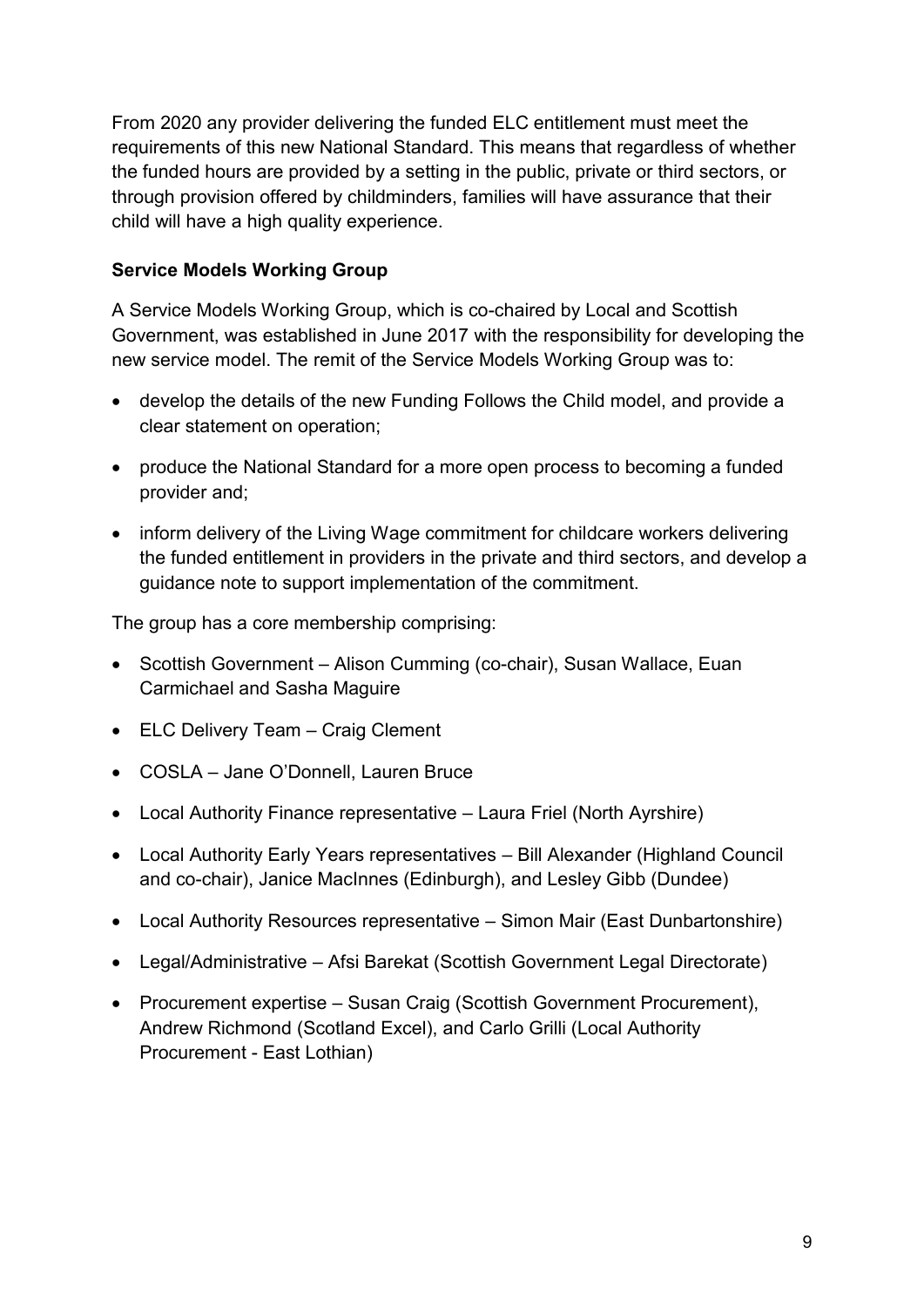From 2020 any provider delivering the funded ELC entitlement must meet the requirements of this new National Standard. This means that regardless of whether the funded hours are provided by a setting in the public, private or third sectors, or through provision offered by childminders, families will have assurance that their child will have a high quality experience.

**Service Models Working Group**

A Service Models Working Group, which is co-chaired by Local and Scottish Government, was established in June 2017 with the responsibility for developing the new service model. The remit of the Service Models Working Group was to:

- develop the details of the new Funding Follows the Child model, and provide a clear statement on operation;
- produce the National Standard for a more open process to becoming a funded provider and;
- inform delivery of the Living Wage commitment for childcare workers delivering the funded entitlement in providers in the private and third sectors, and develop a guidance note to support implementation of the commitment.

The group has a core membership comprising:

- Scottish Government – Alison Cumming (co-chair), Susan Wallace, Euan Carmichael and Sasha Maguire
- ELC Delivery Team – Craig Clement
- COSLA – Jane O'Donnell, Lauren Bruce
- Local Authority Finance representative – Laura Friel (North Ayrshire)
- Local Authority Early Years representatives – Bill Alexander (Highland Council and co-chair), Janice MacInnes (Edinburgh), and Lesley Gibb (Dundee)
- Local Authority Resources representative – Simon Mair (East Dunbartonshire)
- Legal/Administrative – Afsi Barekat (Scottish Government Legal Directorate)
- Procurement expertise – Susan Craig (Scottish Government Procurement), Andrew Richmond (Scotland Excel), and Carlo Grilli (Local Authority Procurement - East Lothian)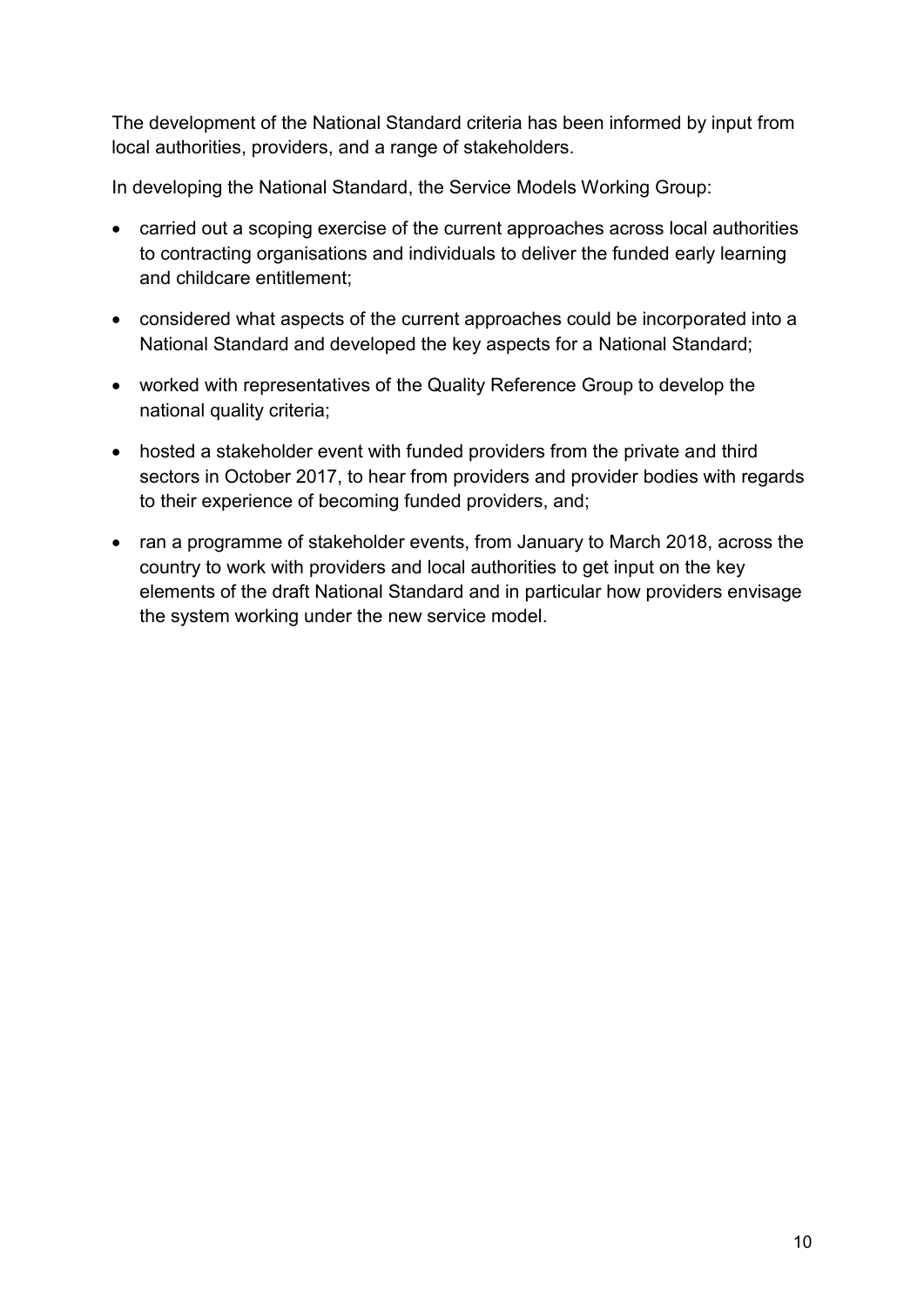The development of the National Standard criteria has been informed by input from local authorities, providers, and a range of stakeholders.

In developing the National Standard, the Service Models Working Group:

- carried out a scoping exercise of the current approaches across local authorities to contracting organisations and individuals to deliver the funded early learning and childcare entitlement;
- considered what aspects of the current approaches could be incorporated into a National Standard and developed the key aspects for a National Standard;
- worked with representatives of the Quality Reference Group to develop the national quality criteria;
- hosted a stakeholder event with funded providers from the private and third sectors in October 2017, to hear from providers and provider bodies with regards to their experience of becoming funded providers, and;
- ran a programme of stakeholder events, from January to March 2018, across the country to work with providers and local authorities to get input on the key elements of the draft National Standard and in particular how providers envisage the system working under the new service model.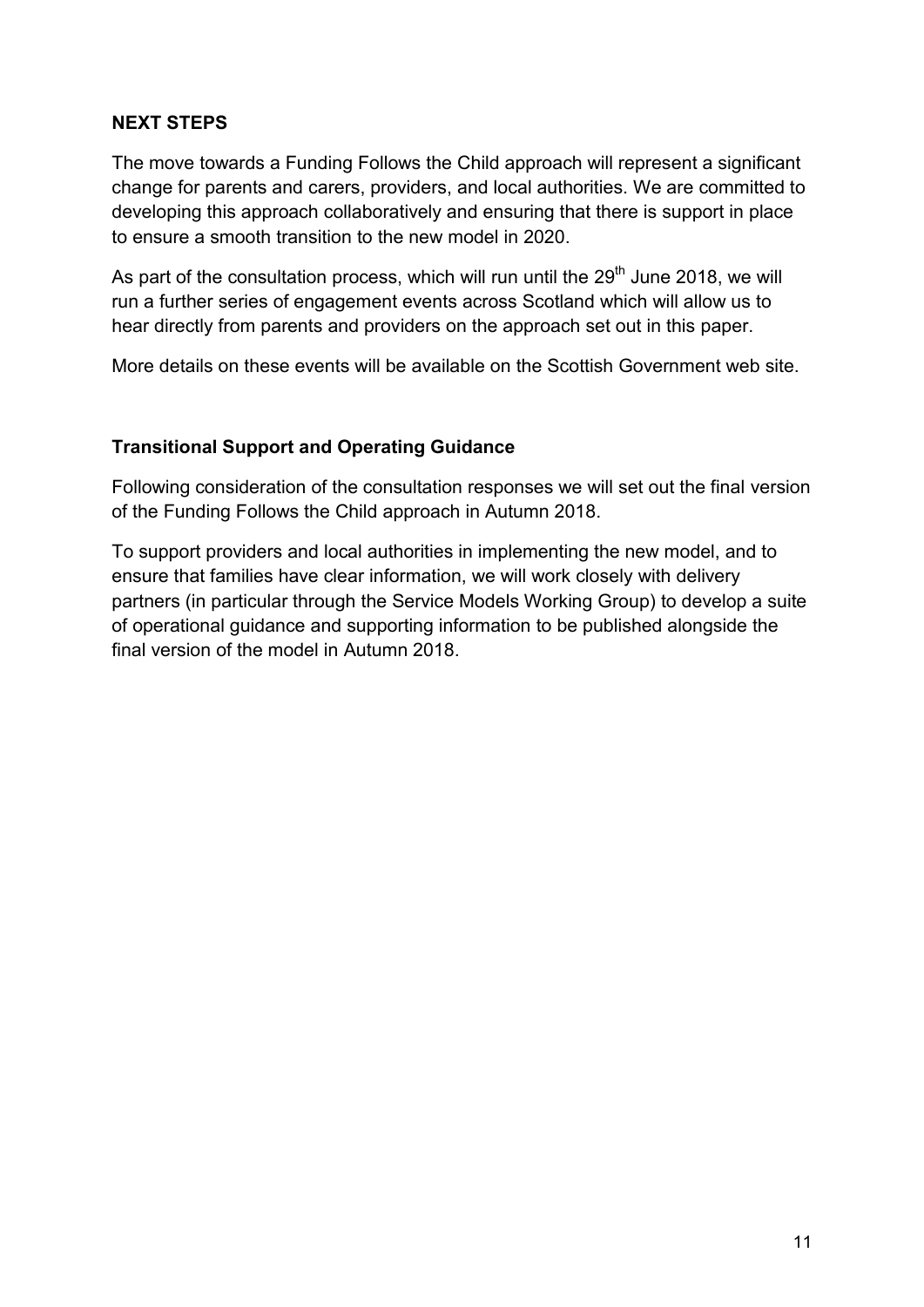## NEXT STEPS

The move towards a Funding Follows the Child approach will represent a significant change for parents and carers, providers, and local authorities. We are committed to developing this approach collaboratively and ensuring that there is support in place to ensure a smooth transition to the new model in 2020.

As part of the consultation process, which will run until the 29th June 2018, we will run a further series of engagement events across Scotland which will allow us to hear directly from parents and providers on the approach set out in this paper.

More details on these events will be available on the Scottish Government web site.

### Transitional Support and Operating Guidance

Following consideration of the consultation responses we will set out the final version of the Funding Follows the Child approach in Autumn 2018.

To support providers and local authorities in implementing the new model, and to ensure that families have clear information, we will work closely with delivery partners (in particular through the Service Models Working Group) to develop a suite of operational guidance and supporting information to be published alongside the final version of the model in Autumn 2018.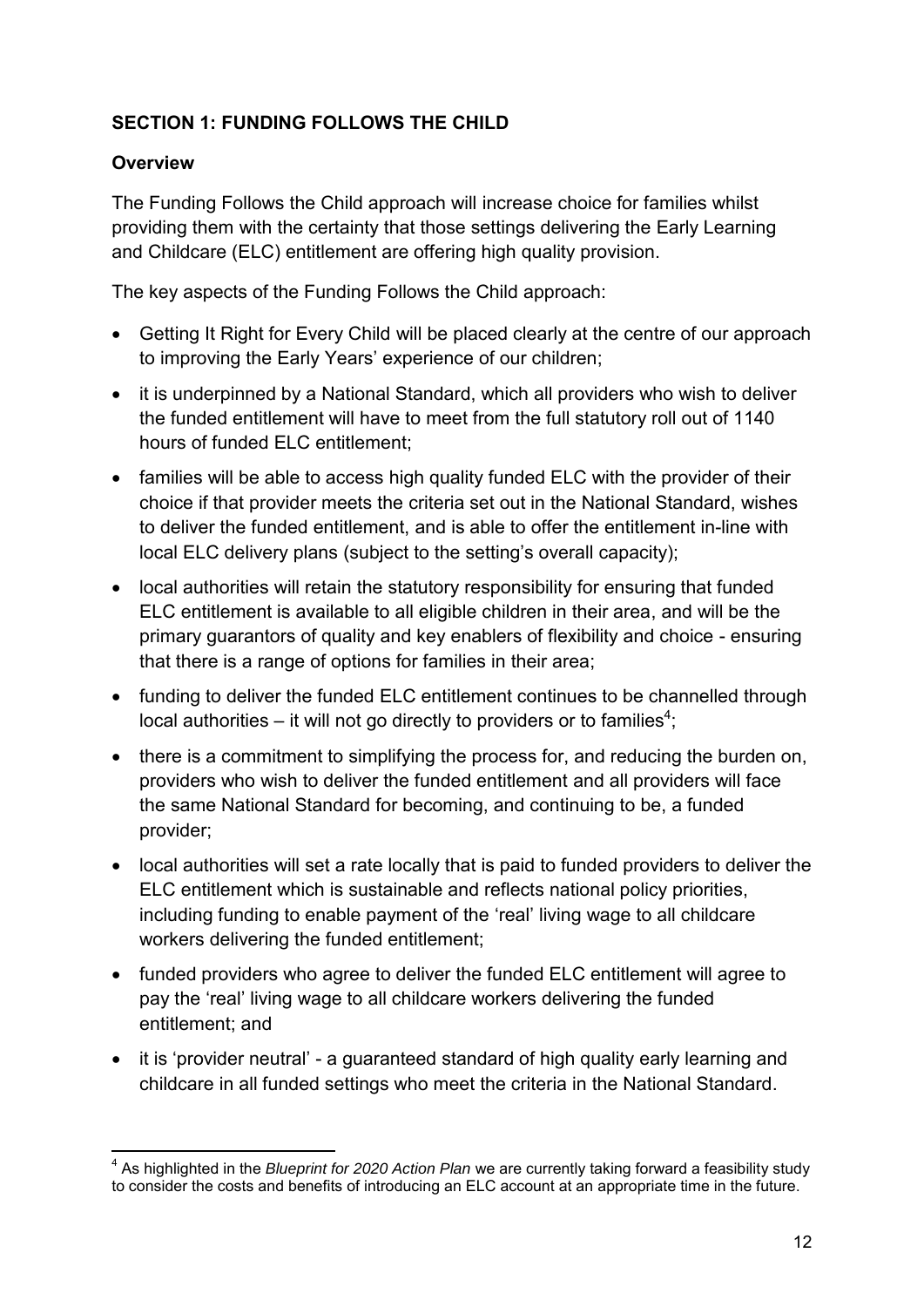## SECTION 1: FUNDING FOLLOWS THE CHILD

### Overview

The Funding Follows the Child approach will increase choice for families whilst providing them with the certainty that those settings delivering the Early Learning and Childcare (ELC) entitlement are offering high quality provision.

The key aspects of the Funding Follows the Child approach:

- Getting It Right for Every Child will be placed clearly at the centre of our approach to improving the Early Years' experience of our children;
- it is underpinned by a National Standard, which all providers who wish to deliver the funded entitlement will have to meet from the full statutory roll out of 1140 hours of funded ELC entitlement;
- families will be able to access high quality funded ELC with the provider of their choice if that provider meets the criteria set out in the National Standard, wishes to deliver the funded entitlement, and is able to offer the entitlement in-line with local ELC delivery plans (subject to the setting's overall capacity);
- local authorities will retain the statutory responsibility for ensuring that funded ELC entitlement is available to all eligible children in their area, and will be the primary guarantors of quality and key enablers of flexibility and choice - ensuring that there is a range of options for families in their area;
- funding to deliver the funded ELC entitlement continues to be channelled through local authorities – it will not go directly to providers or to families[4];
- there is a commitment to simplifying the process for, and reducing the burden on, providers who wish to deliver the funded entitlement and all providers will face the same National Standard for becoming, and continuing to be, a funded provider;
- local authorities will set a rate locally that is paid to funded providers to deliver the ELC entitlement which is sustainable and reflects national policy priorities, including funding to enable payment of the 'real' living wage to all childcare workers delivering the funded entitlement;
- funded providers who agree to deliver the funded ELC entitlement will agree to pay the 'real' living wage to all childcare workers delivering the funded entitlement; and
- it is 'provider neutral' - a guaranteed standard of high quality early learning and childcare in all funded settings who meet the criteria in the National Standard.

[4] As highlighted in the *Blueprint for 2020 Action Plan* we are currently taking forward a feasibility study to consider the costs and benefits of introducing an ELC account at an appropriate time in the future.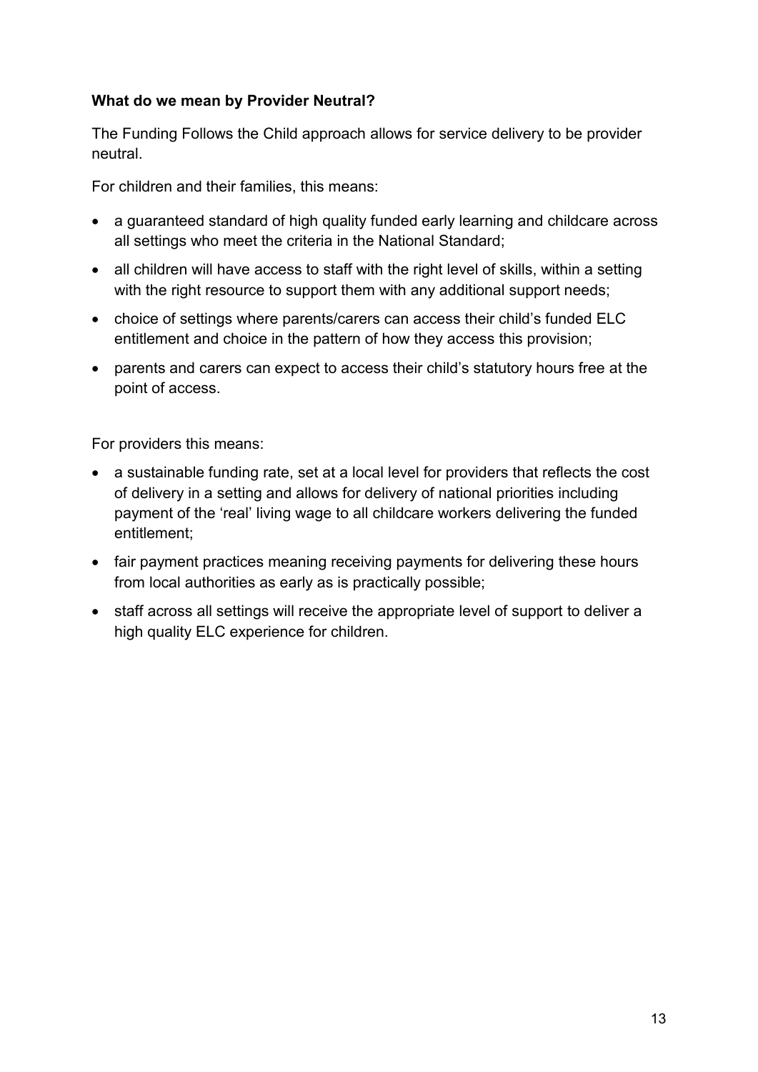**What do we mean by Provider Neutral?**

The Funding Follows the Child approach allows for service delivery to be provider neutral.

For children and their families, this means:

- a guaranteed standard of high quality funded early learning and childcare across all settings who meet the criteria in the National Standard;
- all children will have access to staff with the right level of skills, within a setting with the right resource to support them with any additional support needs;
- choice of settings where parents/carers can access their child's funded ELC entitlement and choice in the pattern of how they access this provision;
- parents and carers can expect to access their child's statutory hours free at the point of access.

For providers this means:

- a sustainable funding rate, set at a local level for providers that reflects the cost of delivery in a setting and allows for delivery of national priorities including payment of the 'real' living wage to all childcare workers delivering the funded entitlement;
- fair payment practices meaning receiving payments for delivering these hours from local authorities as early as is practically possible;
- staff across all settings will receive the appropriate level of support to deliver a high quality ELC experience for children.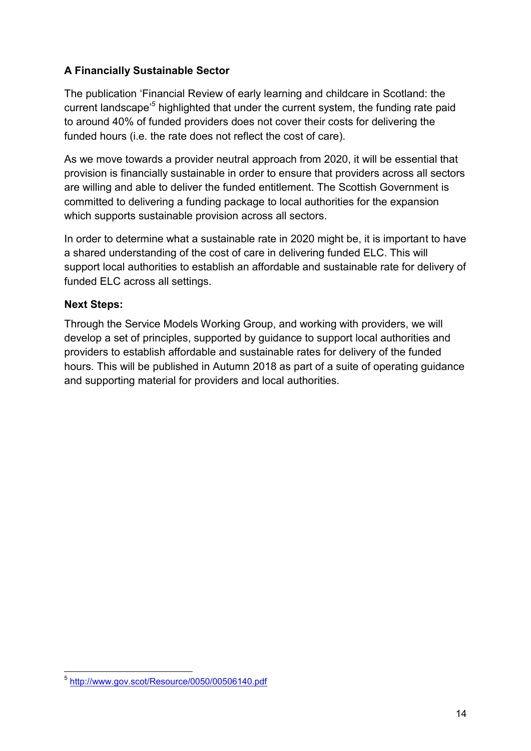**A Financially Sustainable Sector**

The publication 'Financial Review of early learning and childcare in Scotland: the current landscape'[5] highlighted that under the current system, the funding rate paid to around 40% of funded providers does not cover their costs for delivering the funded hours (i.e. the rate does not reflect the cost of care).

As we move towards a provider neutral approach from 2020, it will be essential that provision is financially sustainable in order to ensure that providers across all sectors are willing and able to deliver the funded entitlement. The Scottish Government is committed to delivering a funding package to local authorities for the expansion which supports sustainable provision across all sectors.

In order to determine what a sustainable rate in 2020 might be, it is important to have a shared understanding of the cost of care in delivering funded ELC. This will support local authorities to establish an affordable and sustainable rate for delivery of funded ELC across all settings.

**Next Steps:**

Through the Service Models Working Group, and working with providers, we will develop a set of principles, supported by guidance to support local authorities and providers to establish affordable and sustainable rates for delivery of the funded hours. This will be published in Autumn 2018 as part of a suite of operating guidance and supporting material for providers and local authorities.

---

[5] http://www.gov.scot/Resource/0050/00506140.pdf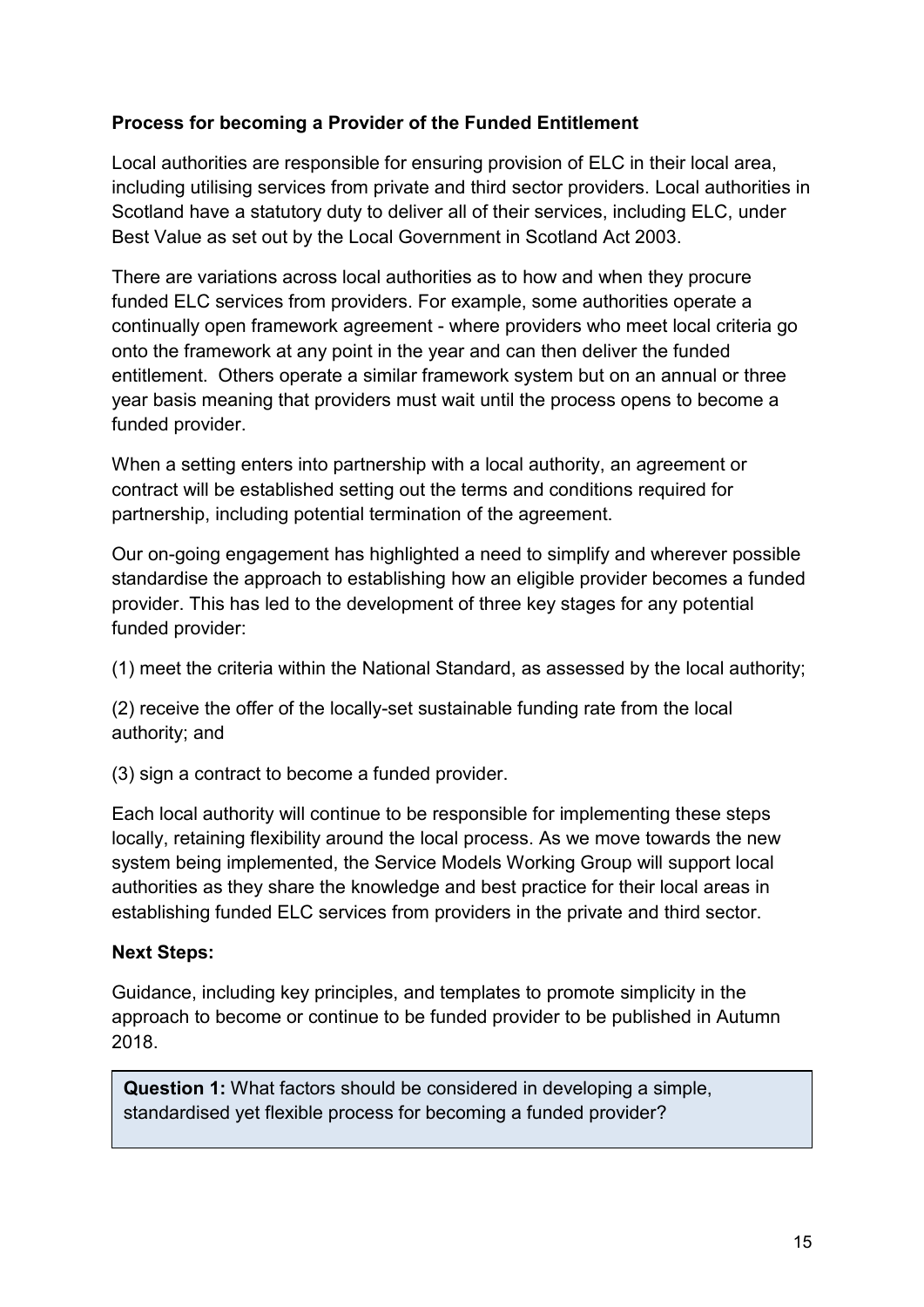**Process for becoming a Provider of the Funded Entitlement**

Local authorities are responsible for ensuring provision of ELC in their local area, including utilising services from private and third sector providers. Local authorities in Scotland have a statutory duty to deliver all of their services, including ELC, under Best Value as set out by the Local Government in Scotland Act 2003.

There are variations across local authorities as to how and when they procure funded ELC services from providers. For example, some authorities operate a continually open framework agreement - where providers who meet local criteria go onto the framework at any point in the year and can then deliver the funded entitlement. Others operate a similar framework system but on an annual or three year basis meaning that providers must wait until the process opens to become a funded provider.

When a setting enters into partnership with a local authority, an agreement or contract will be established setting out the terms and conditions required for partnership, including potential termination of the agreement.

Our on-going engagement has highlighted a need to simplify and wherever possible standardise the approach to establishing how an eligible provider becomes a funded provider. This has led to the development of three key stages for any potential funded provider:

(1) meet the criteria within the National Standard, as assessed by the local authority;

(2) receive the offer of the locally-set sustainable funding rate from the local authority; and

(3) sign a contract to become a funded provider.

Each local authority will continue to be responsible for implementing these steps locally, retaining flexibility around the local process. As we move towards the new system being implemented, the Service Models Working Group will support local authorities as they share the knowledge and best practice for their local areas in establishing funded ELC services from providers in the private and third sector.

**Next Steps:**

Guidance, including key principles, and templates to promote simplicity in the approach to become or continue to be funded provider to be published in Autumn 2018.

**Question 1:** What factors should be considered in developing a simple, standardised yet flexible process for becoming a funded provider?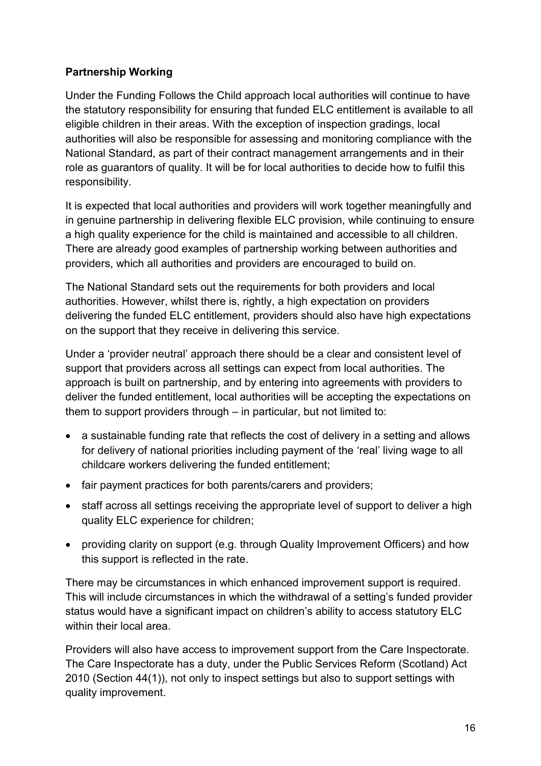**Partnership Working**

Under the Funding Follows the Child approach local authorities will continue to have the statutory responsibility for ensuring that funded ELC entitlement is available to all eligible children in their areas. With the exception of inspection gradings, local authorities will also be responsible for assessing and monitoring compliance with the National Standard, as part of their contract management arrangements and in their role as guarantors of quality. It will be for local authorities to decide how to fulfil this responsibility.

It is expected that local authorities and providers will work together meaningfully and in genuine partnership in delivering flexible ELC provision, while continuing to ensure a high quality experience for the child is maintained and accessible to all children. There are already good examples of partnership working between authorities and providers, which all authorities and providers are encouraged to build on.

The National Standard sets out the requirements for both providers and local authorities. However, whilst there is, rightly, a high expectation on providers delivering the funded ELC entitlement, providers should also have high expectations on the support that they receive in delivering this service.

Under a 'provider neutral' approach there should be a clear and consistent level of support that providers across all settings can expect from local authorities. The approach is built on partnership, and by entering into agreements with providers to deliver the funded entitlement, local authorities will be accepting the expectations on them to support providers through – in particular, but not limited to:

- a sustainable funding rate that reflects the cost of delivery in a setting and allows for delivery of national priorities including payment of the 'real' living wage to all childcare workers delivering the funded entitlement;
- fair payment practices for both parents/carers and providers;
- staff across all settings receiving the appropriate level of support to deliver a high quality ELC experience for children;
- providing clarity on support (e.g. through Quality Improvement Officers) and how this support is reflected in the rate.

There may be circumstances in which enhanced improvement support is required. This will include circumstances in which the withdrawal of a setting's funded provider status would have a significant impact on children's ability to access statutory ELC within their local area.

Providers will also have access to improvement support from the Care Inspectorate. The Care Inspectorate has a duty, under the Public Services Reform (Scotland) Act 2010 (Section 44(1)), not only to inspect settings but also to support settings with quality improvement.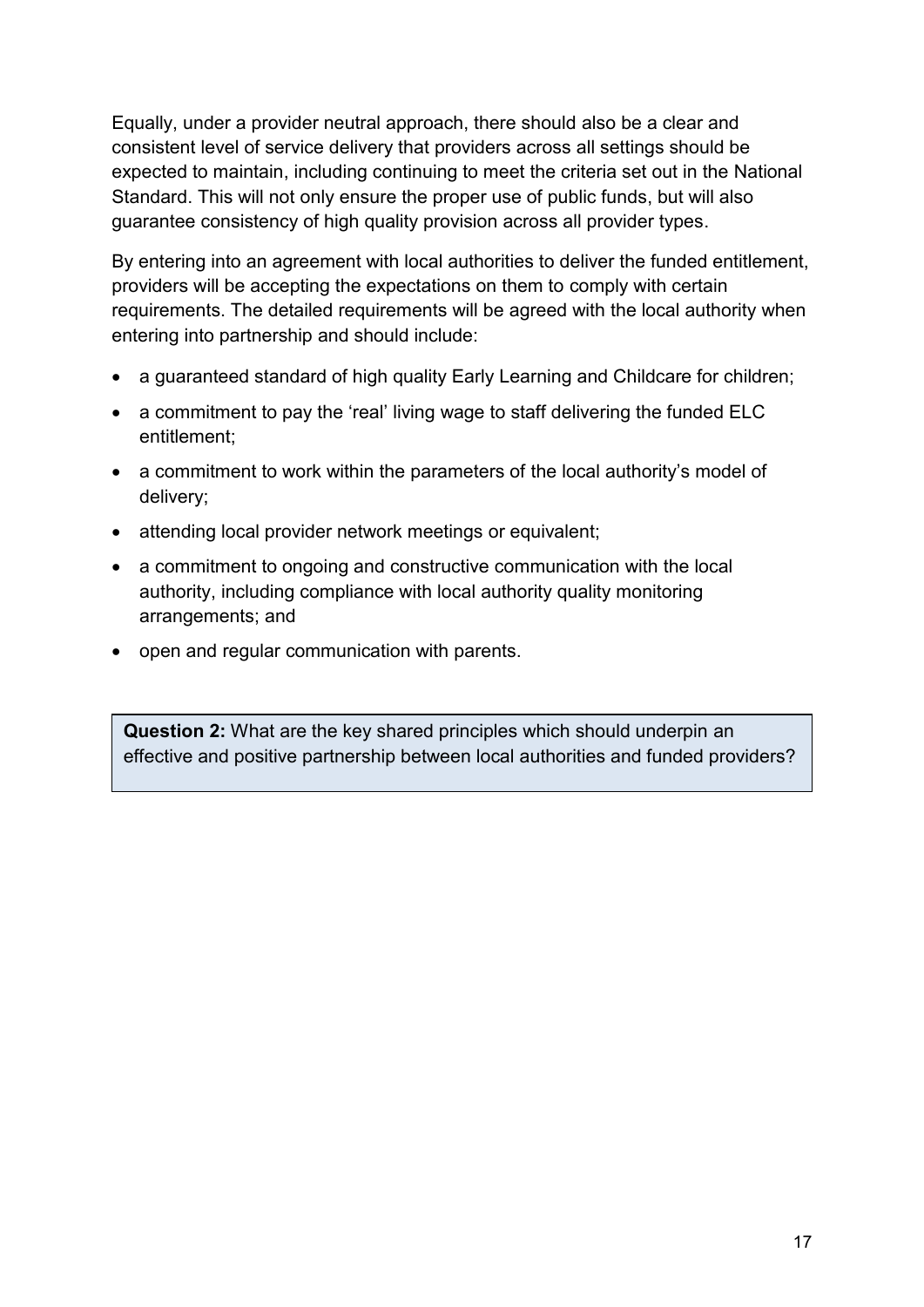Equally, under a provider neutral approach, there should also be a clear and consistent level of service delivery that providers across all settings should be expected to maintain, including continuing to meet the criteria set out in the National Standard. This will not only ensure the proper use of public funds, but will also guarantee consistency of high quality provision across all provider types.

By entering into an agreement with local authorities to deliver the funded entitlement, providers will be accepting the expectations on them to comply with certain requirements. The detailed requirements will be agreed with the local authority when entering into partnership and should include:

- a guaranteed standard of high quality Early Learning and Childcare for children;
- a commitment to pay the 'real' living wage to staff delivering the funded ELC entitlement;
- a commitment to work within the parameters of the local authority's model of delivery;
- attending local provider network meetings or equivalent;
- a commitment to ongoing and constructive communication with the local authority, including compliance with local authority quality monitoring arrangements; and
- open and regular communication with parents.

> **Question 2:** What are the key shared principles which should underpin an effective and positive partnership between local authorities and funded providers?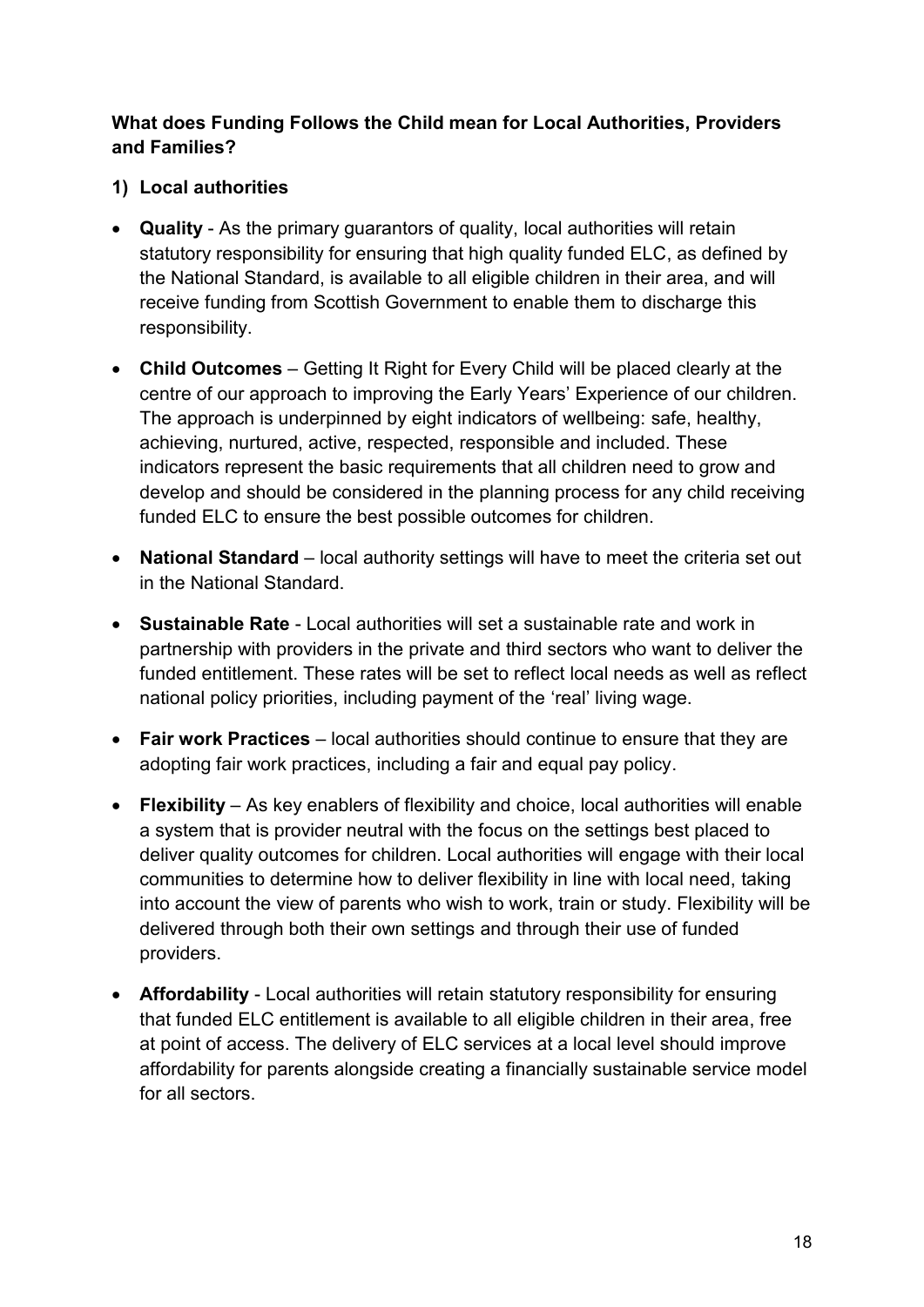**What does Funding Follows the Child mean for Local Authorities, Providers and Families?**

**1) Local authorities**

- **Quality** - As the primary guarantors of quality, local authorities will retain statutory responsibility for ensuring that high quality funded ELC, as defined by the National Standard, is available to all eligible children in their area, and will receive funding from Scottish Government to enable them to discharge this responsibility.
- **Child Outcomes** – Getting It Right for Every Child will be placed clearly at the centre of our approach to improving the Early Years' Experience of our children. The approach is underpinned by eight indicators of wellbeing: safe, healthy, achieving, nurtured, active, respected, responsible and included. These indicators represent the basic requirements that all children need to grow and develop and should be considered in the planning process for any child receiving funded ELC to ensure the best possible outcomes for children.
- **National Standard** – local authority settings will have to meet the criteria set out in the National Standard.
- **Sustainable Rate** - Local authorities will set a sustainable rate and work in partnership with providers in the private and third sectors who want to deliver the funded entitlement. These rates will be set to reflect local needs as well as reflect national policy priorities, including payment of the 'real' living wage.
- **Fair work Practices** – local authorities should continue to ensure that they are adopting fair work practices, including a fair and equal pay policy.
- **Flexibility** – As key enablers of flexibility and choice, local authorities will enable a system that is provider neutral with the focus on the settings best placed to deliver quality outcomes for children. Local authorities will engage with their local communities to determine how to deliver flexibility in line with local need, taking into account the view of parents who wish to work, train or study. Flexibility will be delivered through both their own settings and through their use of funded providers.
- **Affordability** - Local authorities will retain statutory responsibility for ensuring that funded ELC entitlement is available to all eligible children in their area, free at point of access. The delivery of ELC services at a local level should improve affordability for parents alongside creating a financially sustainable service model for all sectors.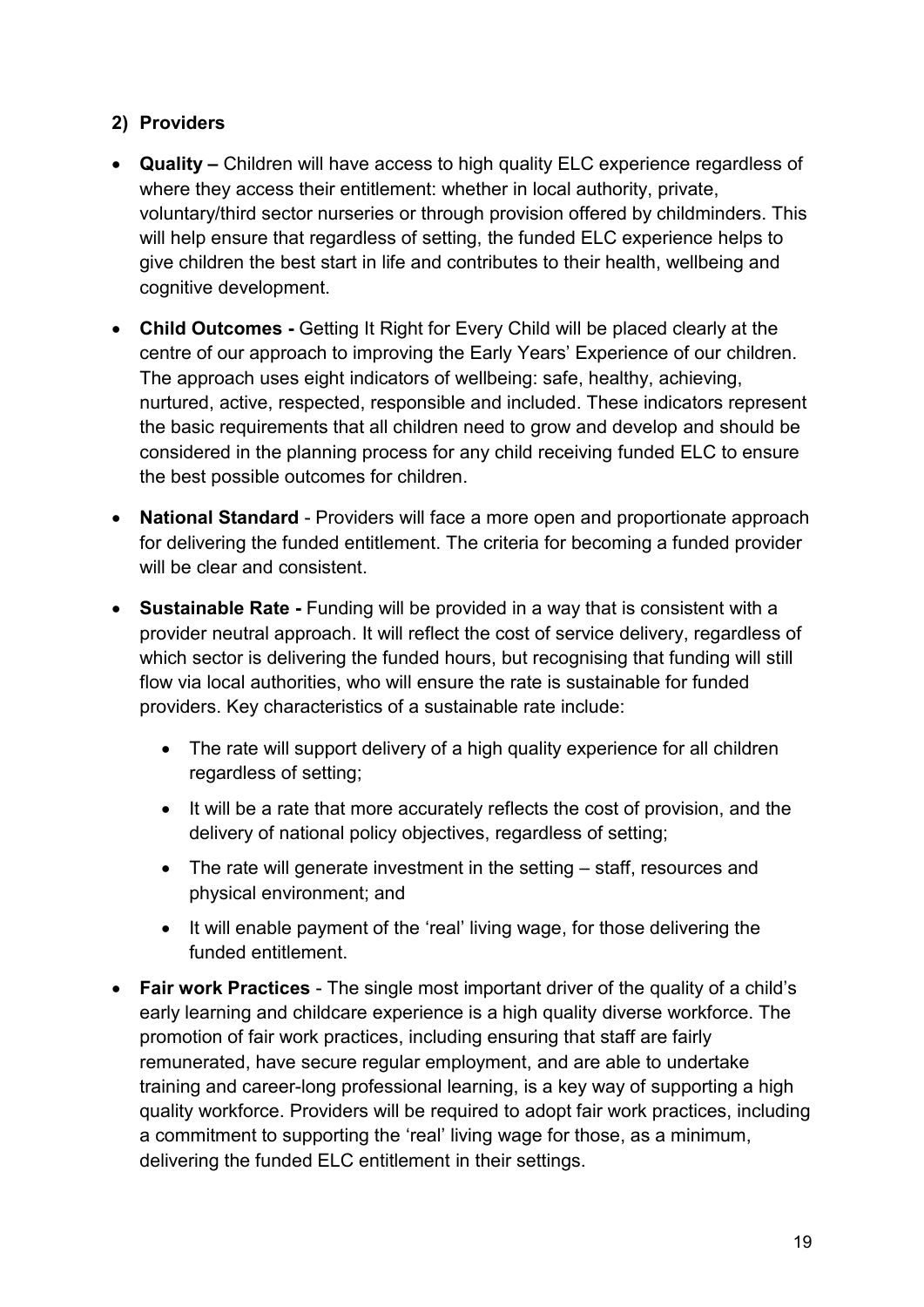### 2) Providers

- **Quality –** Children will have access to high quality ELC experience regardless of where they access their entitlement: whether in local authority, private, voluntary/third sector nurseries or through provision offered by childminders. This will help ensure that regardless of setting, the funded ELC experience helps to give children the best start in life and contributes to their health, wellbeing and cognitive development.

- **Child Outcomes -** Getting It Right for Every Child will be placed clearly at the centre of our approach to improving the Early Years' Experience of our children. The approach uses eight indicators of wellbeing: safe, healthy, achieving, nurtured, active, respected, responsible and included. These indicators represent the basic requirements that all children need to grow and develop and should be considered in the planning process for any child receiving funded ELC to ensure the best possible outcomes for children.

- **National Standard** - Providers will face a more open and proportionate approach for delivering the funded entitlement. The criteria for becoming a funded provider will be clear and consistent.

- **Sustainable Rate -** Funding will be provided in a way that is consistent with a provider neutral approach. It will reflect the cost of service delivery, regardless of which sector is delivering the funded hours, but recognising that funding will still flow via local authorities, who will ensure the rate is sustainable for funded providers. Key characteristics of a sustainable rate include:
  - The rate will support delivery of a high quality experience for all children regardless of setting;
  - It will be a rate that more accurately reflects the cost of provision, and the delivery of national policy objectives, regardless of setting;
  - The rate will generate investment in the setting – staff, resources and physical environment; and
  - It will enable payment of the 'real' living wage, for those delivering the funded entitlement.

- **Fair work Practices** - The single most important driver of the quality of a child's early learning and childcare experience is a high quality diverse workforce. The promotion of fair work practices, including ensuring that staff are fairly remunerated, have secure regular employment, and are able to undertake training and career-long professional learning, is a key way of supporting a high quality workforce. Providers will be required to adopt fair work practices, including a commitment to supporting the 'real' living wage for those, as a minimum, delivering the funded ELC entitlement in their settings.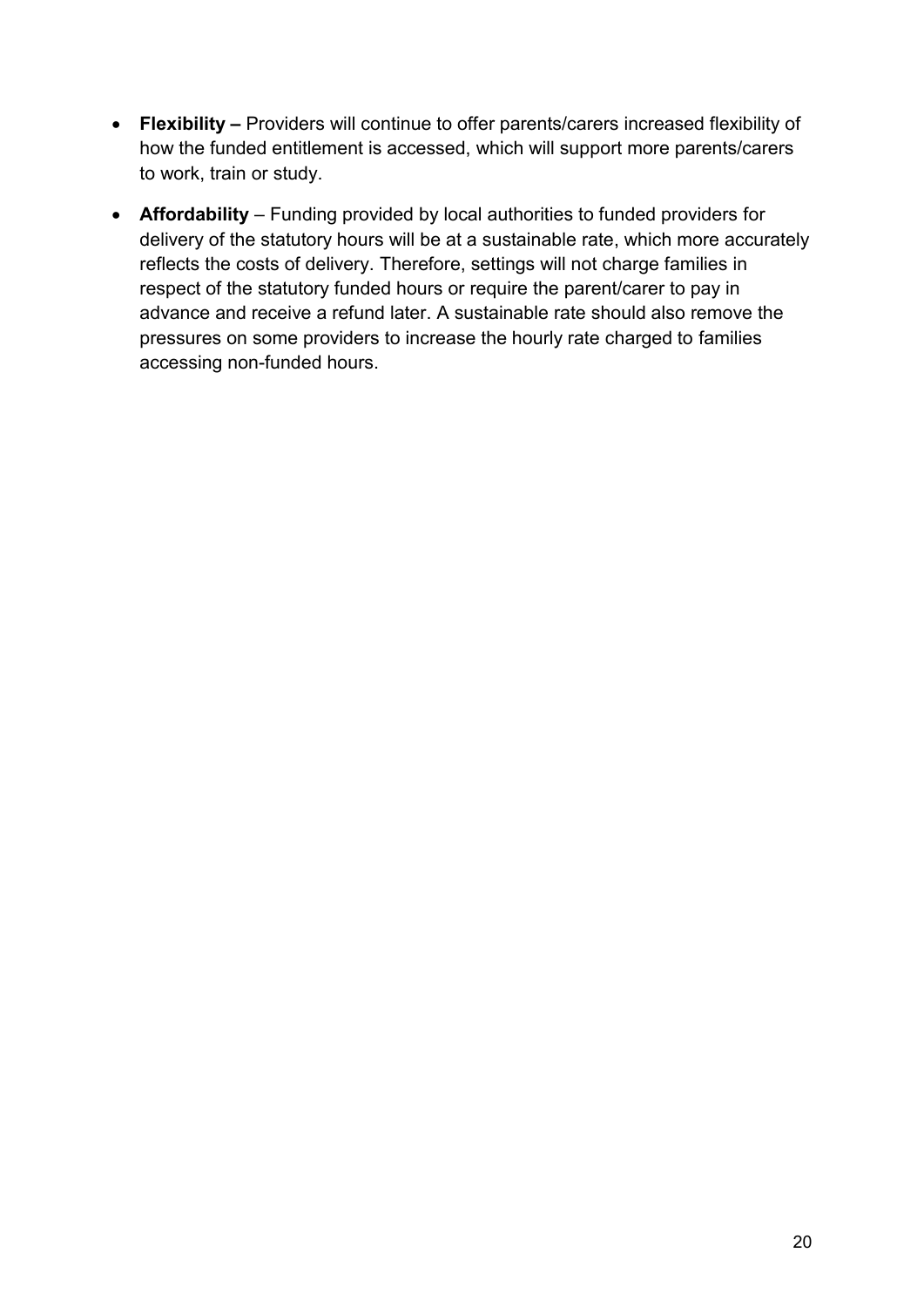- **Flexibility –** Providers will continue to offer parents/carers increased flexibility of how the funded entitlement is accessed, which will support more parents/carers to work, train or study.
- **Affordability** – Funding provided by local authorities to funded providers for delivery of the statutory hours will be at a sustainable rate, which more accurately reflects the costs of delivery. Therefore, settings will not charge families in respect of the statutory funded hours or require the parent/carer to pay in advance and receive a refund later. A sustainable rate should also remove the pressures on some providers to increase the hourly rate charged to families accessing non-funded hours.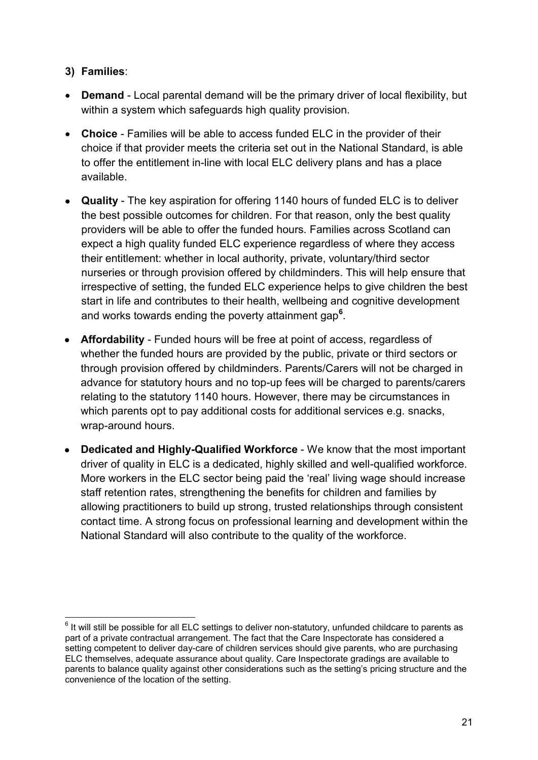**3) Families**:

- **Demand** - Local parental demand will be the primary driver of local flexibility, but within a system which safeguards high quality provision.
- **Choice** - Families will be able to access funded ELC in the provider of their choice if that provider meets the criteria set out in the National Standard, is able to offer the entitlement in-line with local ELC delivery plans and has a place available.
- **Quality** - The key aspiration for offering 1140 hours of funded ELC is to deliver the best possible outcomes for children. For that reason, only the best quality providers will be able to offer the funded hours. Families across Scotland can expect a high quality funded ELC experience regardless of where they access their entitlement: whether in local authority, private, voluntary/third sector nurseries or through provision offered by childminders. This will help ensure that irrespective of setting, the funded ELC experience helps to give children the best start in life and contributes to their health, wellbeing and cognitive development and works towards ending the poverty attainment gap[6].
- **Affordability** - Funded hours will be free at point of access, regardless of whether the funded hours are provided by the public, private or third sectors or through provision offered by childminders. Parents/Carers will not be charged in advance for statutory hours and no top-up fees will be charged to parents/carers relating to the statutory 1140 hours. However, there may be circumstances in which parents opt to pay additional costs for additional services e.g. snacks, wrap-around hours.
- **Dedicated and Highly-Qualified Workforce** - We know that the most important driver of quality in ELC is a dedicated, highly skilled and well-qualified workforce. More workers in the ELC sector being paid the 'real' living wage should increase staff retention rates, strengthening the benefits for children and families by allowing practitioners to build up strong, trusted relationships through consistent contact time. A strong focus on professional learning and development within the National Standard will also contribute to the quality of the workforce.

[6] It will still be possible for all ELC settings to deliver non-statutory, unfunded childcare to parents as part of a private contractual arrangement. The fact that the Care Inspectorate has considered a setting competent to deliver day-care of children services should give parents, who are purchasing ELC themselves, adequate assurance about quality. Care Inspectorate gradings are available to parents to balance quality against other considerations such as the setting's pricing structure and the convenience of the location of the setting.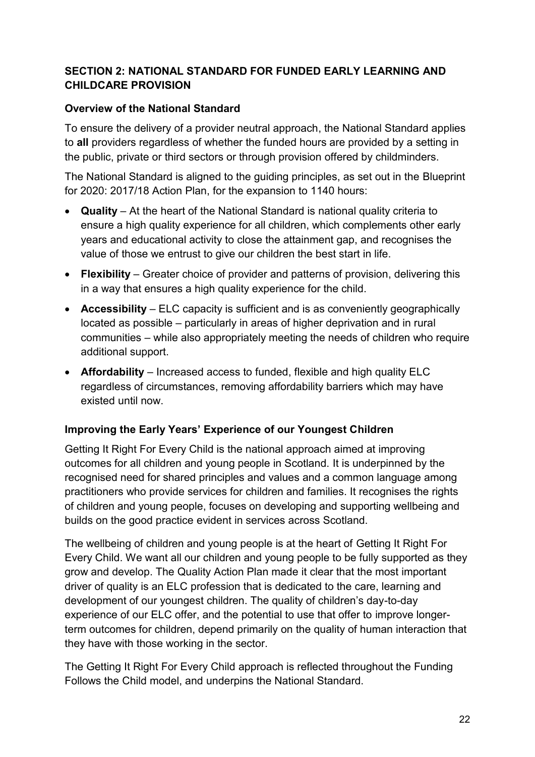## SECTION 2: NATIONAL STANDARD FOR FUNDED EARLY LEARNING AND CHILDCARE PROVISION

### Overview of the National Standard

To ensure the delivery of a provider neutral approach, the National Standard applies to **all** providers regardless of whether the funded hours are provided by a setting in the public, private or third sectors or through provision offered by childminders.

The National Standard is aligned to the guiding principles, as set out in the Blueprint for 2020: 2017/18 Action Plan, for the expansion to 1140 hours:

- **Quality** – At the heart of the National Standard is national quality criteria to ensure a high quality experience for all children, which complements other early years and educational activity to close the attainment gap, and recognises the value of those we entrust to give our children the best start in life.
- **Flexibility** – Greater choice of provider and patterns of provision, delivering this in a way that ensures a high quality experience for the child.
- **Accessibility** – ELC capacity is sufficient and is as conveniently geographically located as possible – particularly in areas of higher deprivation and in rural communities – while also appropriately meeting the needs of children who require additional support.
- **Affordability** – Increased access to funded, flexible and high quality ELC regardless of circumstances, removing affordability barriers which may have existed until now.

### Improving the Early Years' Experience of our Youngest Children

Getting It Right For Every Child is the national approach aimed at improving outcomes for all children and young people in Scotland. It is underpinned by the recognised need for shared principles and values and a common language among practitioners who provide services for children and families. It recognises the rights of children and young people, focuses on developing and supporting wellbeing and builds on the good practice evident in services across Scotland.

The wellbeing of children and young people is at the heart of Getting It Right For Every Child. We want all our children and young people to be fully supported as they grow and develop. The Quality Action Plan made it clear that the most important driver of quality is an ELC profession that is dedicated to the care, learning and development of our youngest children. The quality of children's day-to-day experience of our ELC offer, and the potential to use that offer to improve longer-term outcomes for children, depend primarily on the quality of human interaction that they have with those working in the sector.

The Getting It Right For Every Child approach is reflected throughout the Funding Follows the Child model, and underpins the National Standard.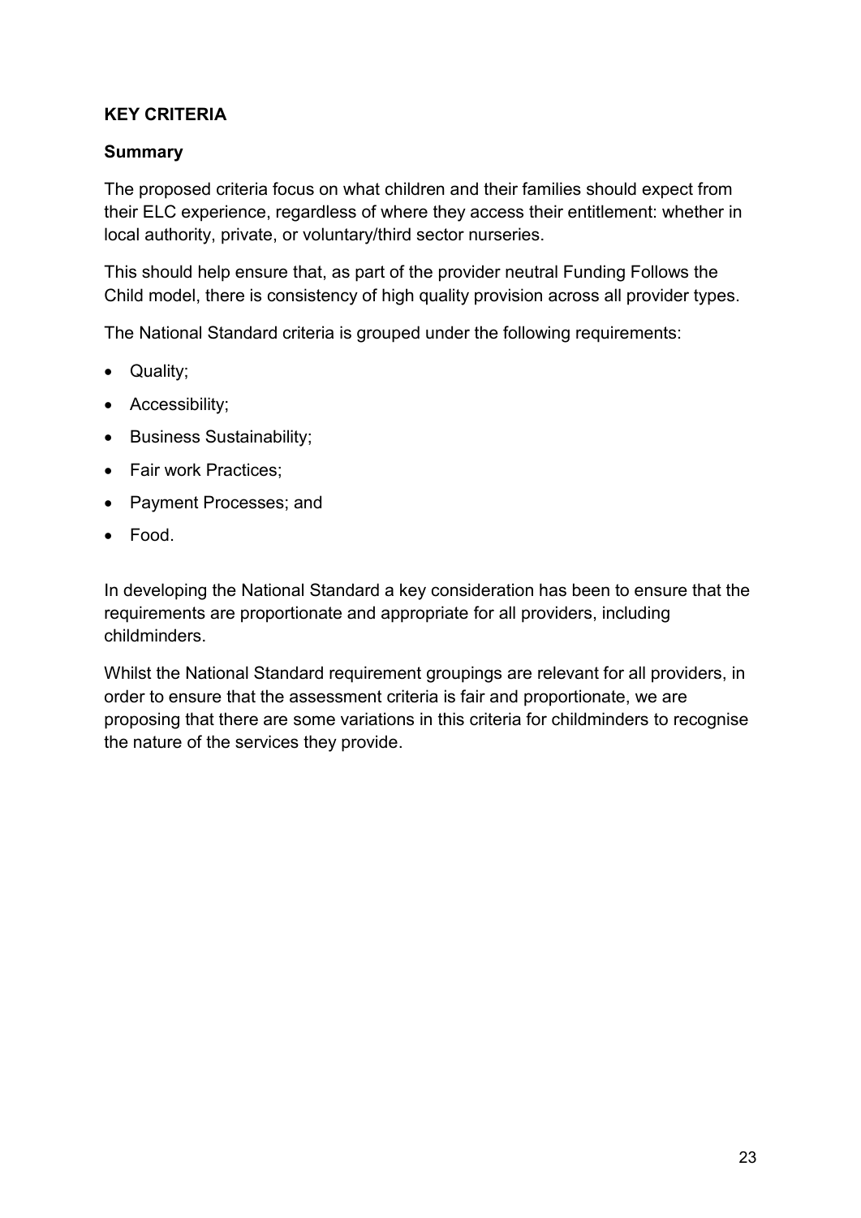## KEY CRITERIA

### Summary

The proposed criteria focus on what children and their families should expect from their ELC experience, regardless of where they access their entitlement: whether in local authority, private, or voluntary/third sector nurseries.

This should help ensure that, as part of the provider neutral Funding Follows the Child model, there is consistency of high quality provision across all provider types.

The National Standard criteria is grouped under the following requirements:

- Quality;
- Accessibility;
- Business Sustainability;
- Fair work Practices;
- Payment Processes; and
- Food.

In developing the National Standard a key consideration has been to ensure that the requirements are proportionate and appropriate for all providers, including childminders.

Whilst the National Standard requirement groupings are relevant for all providers, in order to ensure that the assessment criteria is fair and proportionate, we are proposing that there are some variations in this criteria for childminders to recognise the nature of the services they provide.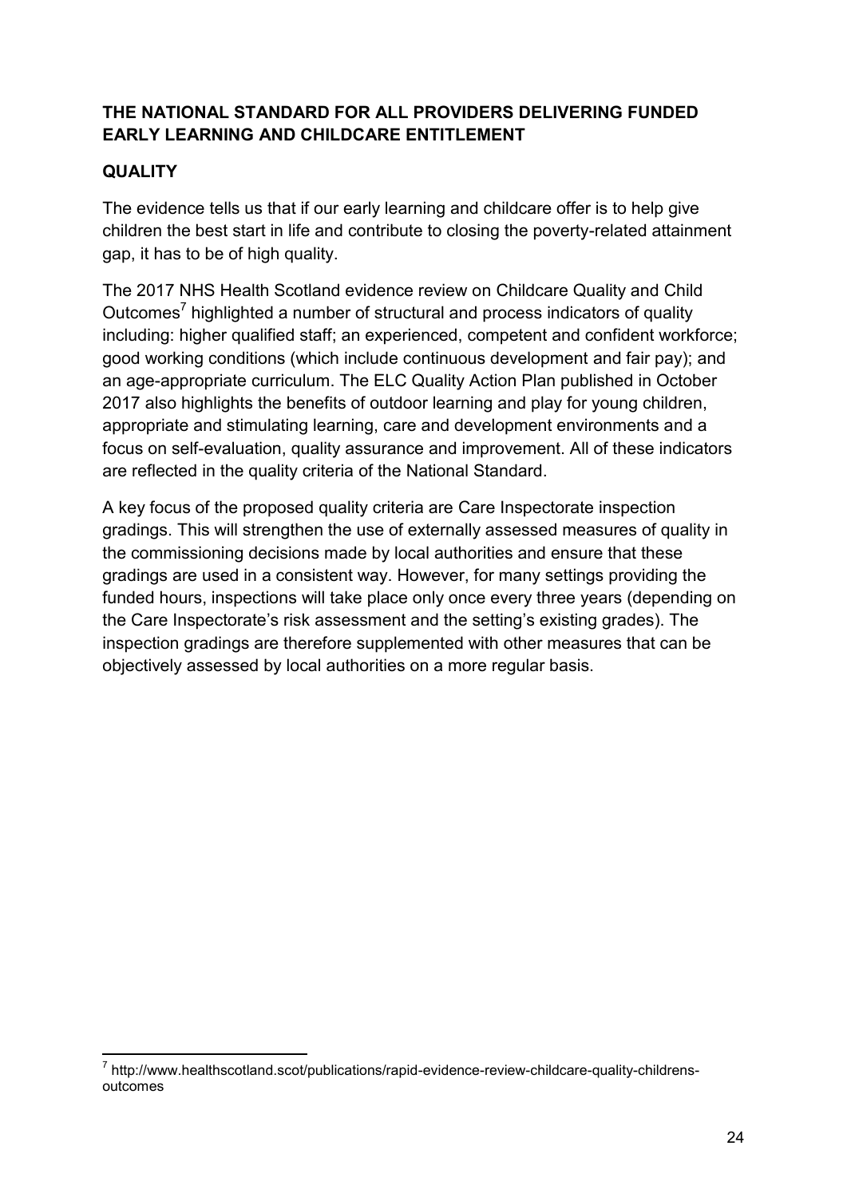## THE NATIONAL STANDARD FOR ALL PROVIDERS DELIVERING FUNDED EARLY LEARNING AND CHILDCARE ENTITLEMENT

### QUALITY

The evidence tells us that if our early learning and childcare offer is to help give children the best start in life and contribute to closing the poverty-related attainment gap, it has to be of high quality.

The 2017 NHS Health Scotland evidence review on Childcare Quality and Child Outcomes[7] highlighted a number of structural and process indicators of quality including: higher qualified staff; an experienced, competent and confident workforce; good working conditions (which include continuous development and fair pay); and an age-appropriate curriculum. The ELC Quality Action Plan published in October 2017 also highlights the benefits of outdoor learning and play for young children, appropriate and stimulating learning, care and development environments and a focus on self-evaluation, quality assurance and improvement. All of these indicators are reflected in the quality criteria of the National Standard.

A key focus of the proposed quality criteria are Care Inspectorate inspection gradings. This will strengthen the use of externally assessed measures of quality in the commissioning decisions made by local authorities and ensure that these gradings are used in a consistent way. However, for many settings providing the funded hours, inspections will take place only once every three years (depending on the Care Inspectorate's risk assessment and the setting's existing grades). The inspection gradings are therefore supplemented with other measures that can be objectively assessed by local authorities on a more regular basis.

---

[7] http://www.healthscotland.scot/publications/rapid-evidence-review-childcare-quality-childrens-outcomes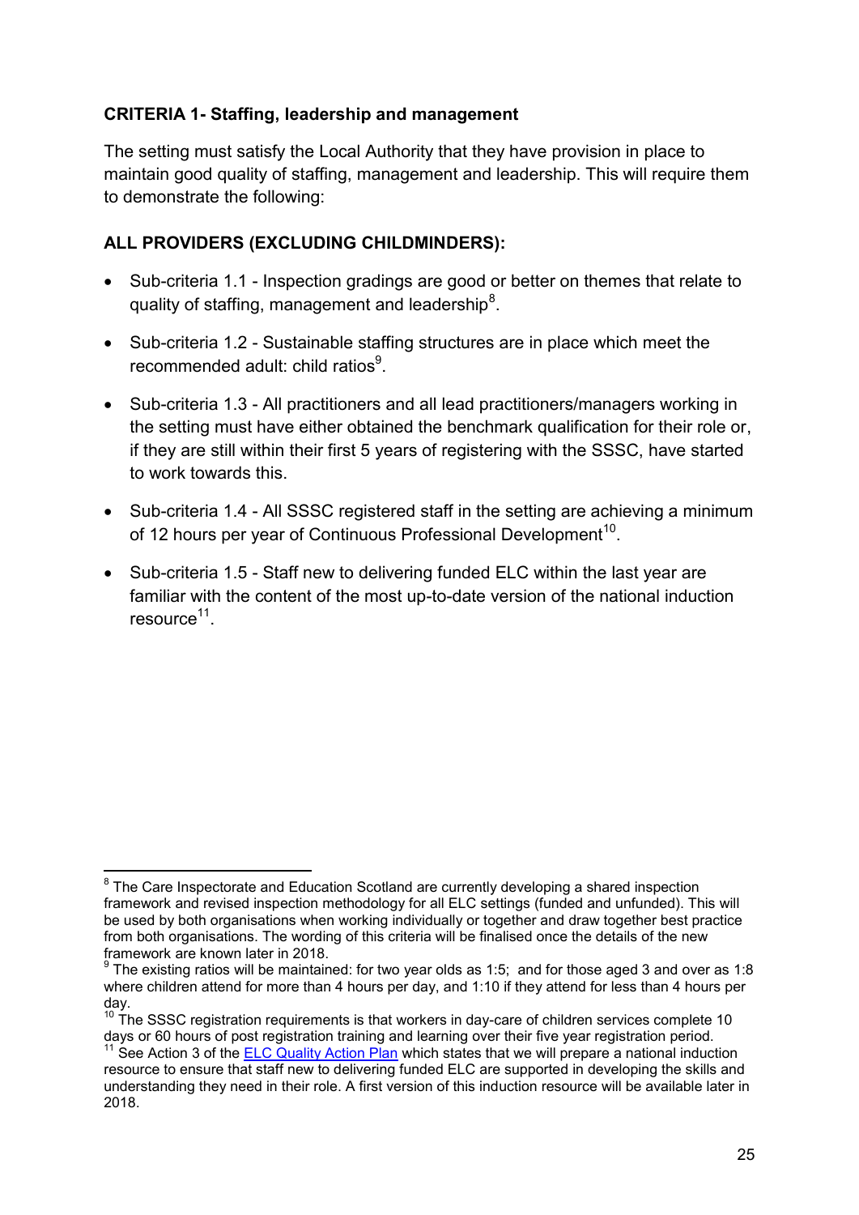**CRITERIA 1- Staffing, leadership and management**

The setting must satisfy the Local Authority that they have provision in place to maintain good quality of staffing, management and leadership. This will require them to demonstrate the following:

**ALL PROVIDERS (EXCLUDING CHILDMINDERS):**

- Sub-criteria 1.1 - Inspection gradings are good or better on themes that relate to quality of staffing, management and leadership[8].
- Sub-criteria 1.2 - Sustainable staffing structures are in place which meet the recommended adult: child ratios[9].
- Sub-criteria 1.3 - All practitioners and all lead practitioners/managers working in the setting must have either obtained the benchmark qualification for their role or, if they are still within their first 5 years of registering with the SSSC, have started to work towards this.
- Sub-criteria 1.4 - All SSSC registered staff in the setting are achieving a minimum of 12 hours per year of Continuous Professional Development[10].
- Sub-criteria 1.5 - Staff new to delivering funded ELC within the last year are familiar with the content of the most up-to-date version of the national induction resource[11].

---

[8] The Care Inspectorate and Education Scotland are currently developing a shared inspection framework and revised inspection methodology for all ELC settings (funded and unfunded). This will be used by both organisations when working individually or together and draw together best practice from both organisations. The wording of this criteria will be finalised once the details of the new framework are known later in 2018.

[9] The existing ratios will be maintained: for two year olds as 1:5; and for those aged 3 and over as 1:8 where children attend for more than 4 hours per day, and 1:10 if they attend for less than 4 hours per day.

[10] The SSSC registration requirements is that workers in day-care of children services complete 10 days or 60 hours of post registration training and learning over their five year registration period.

[11] See Action 3 of the ELC Quality Action Plan which states that we will prepare a national induction resource to ensure that staff new to delivering funded ELC are supported in developing the skills and understanding they need in their role. A first version of this induction resource will be available later in 2018.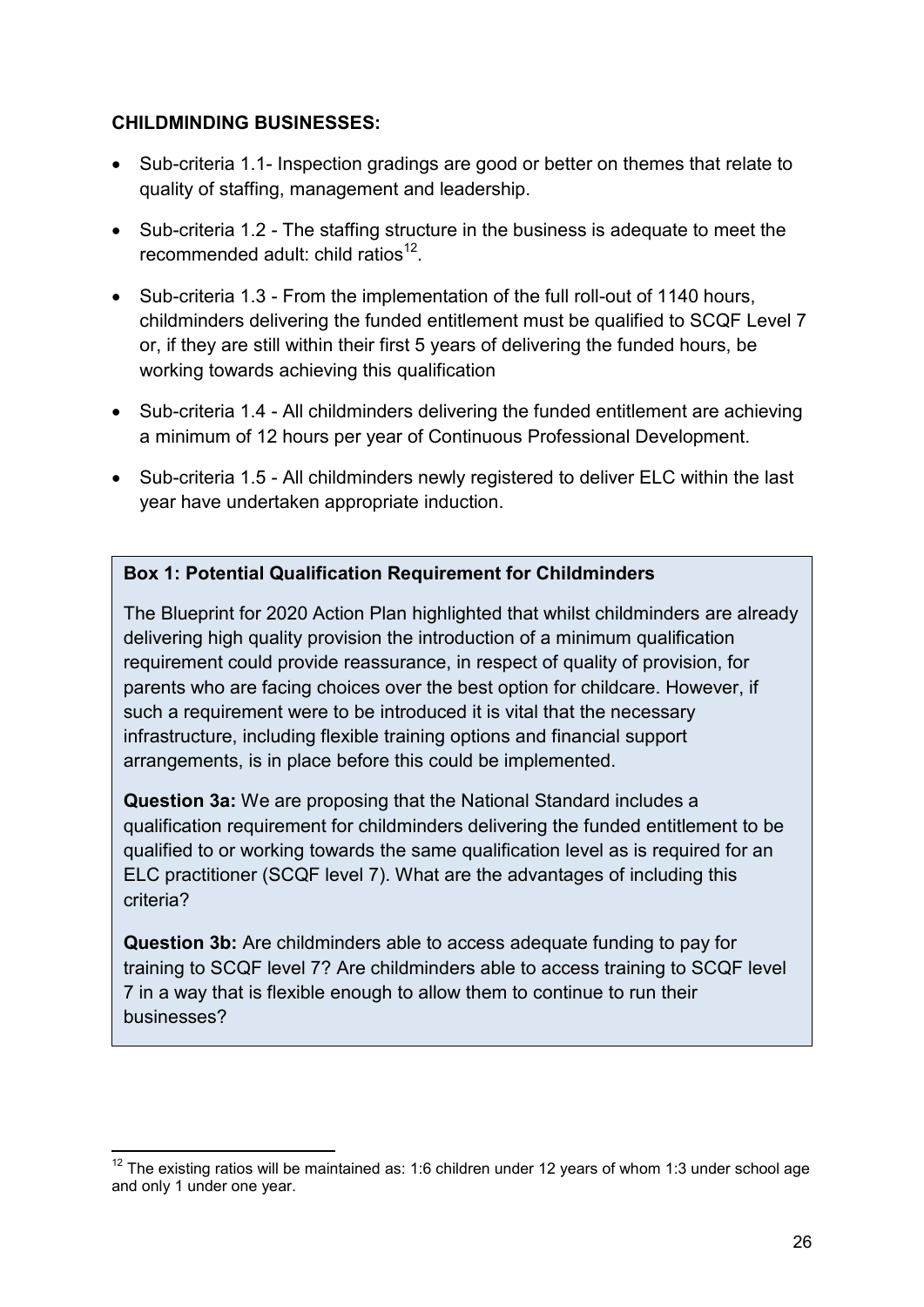**CHILDMINDING BUSINESSES:**

- Sub-criteria 1.1- Inspection gradings are good or better on themes that relate to quality of staffing, management and leadership.
- Sub-criteria 1.2 - The staffing structure in the business is adequate to meet the recommended adult: child ratios[12].
- Sub-criteria 1.3 - From the implementation of the full roll-out of 1140 hours, childminders delivering the funded entitlement must be qualified to SCQF Level 7 or, if they are still within their first 5 years of delivering the funded hours, be working towards achieving this qualification
- Sub-criteria 1.4 - All childminders delivering the funded entitlement are achieving a minimum of 12 hours per year of Continuous Professional Development.
- Sub-criteria 1.5 - All childminders newly registered to deliver ELC within the last year have undertaken appropriate induction.

**Box 1: Potential Qualification Requirement for Childminders**

The Blueprint for 2020 Action Plan highlighted that whilst childminders are already delivering high quality provision the introduction of a minimum qualification requirement could provide reassurance, in respect of quality of provision, for parents who are facing choices over the best option for childcare. However, if such a requirement were to be introduced it is vital that the necessary infrastructure, including flexible training options and financial support arrangements, is in place before this could be implemented.

**Question 3a:** We are proposing that the National Standard includes a qualification requirement for childminders delivering the funded entitlement to be qualified to or working towards the same qualification level as is required for an ELC practitioner (SCQF level 7). What are the advantages of including this criteria?

**Question 3b:** Are childminders able to access adequate funding to pay for training to SCQF level 7? Are childminders able to access training to SCQF level 7 in a way that is flexible enough to allow them to continue to run their businesses?

[12] The existing ratios will be maintained as: 1:6 children under 12 years of whom 1:3 under school age and only 1 under one year.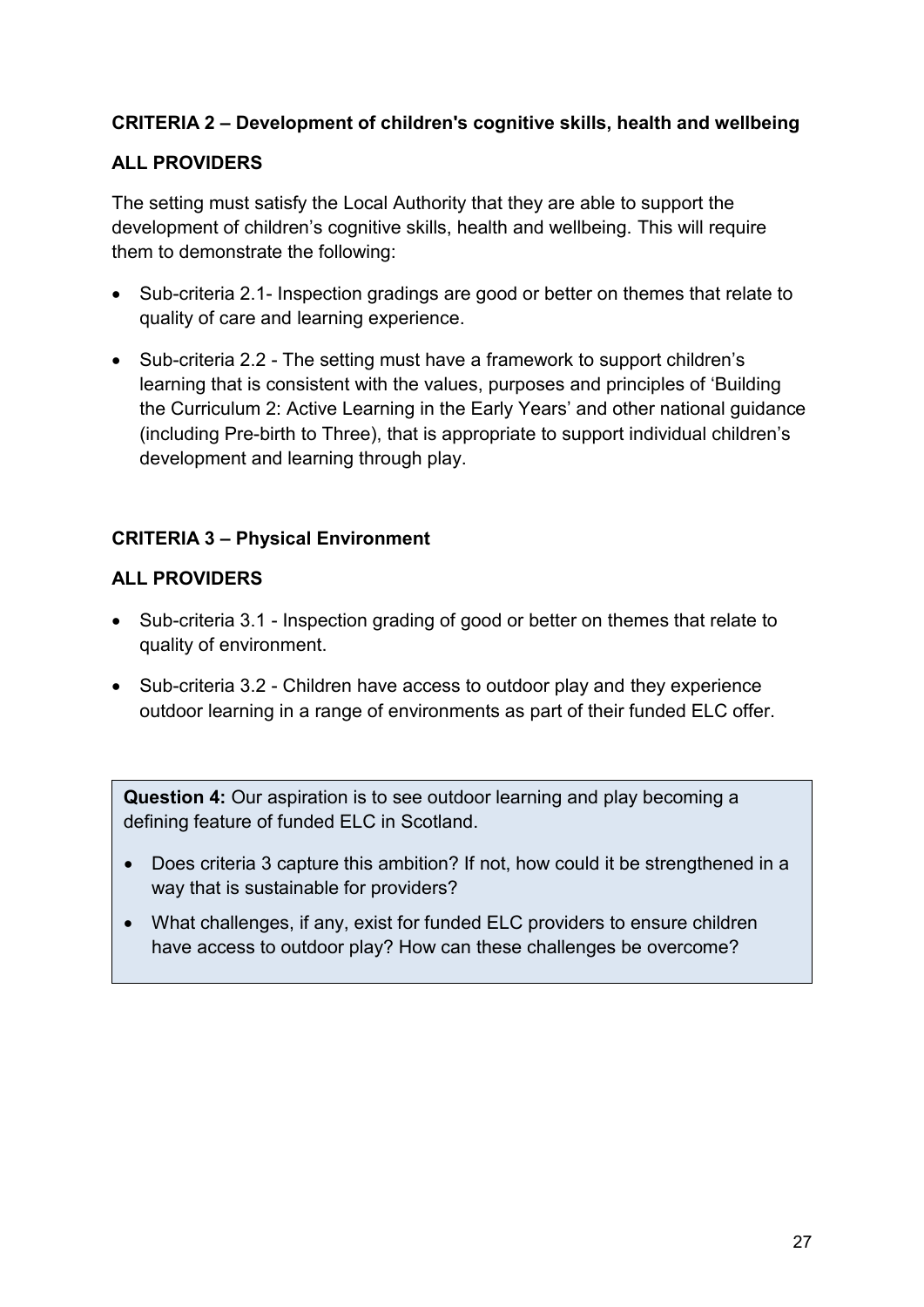**CRITERIA 2 – Development of children's cognitive skills, health and wellbeing**

**ALL PROVIDERS**

The setting must satisfy the Local Authority that they are able to support the development of children's cognitive skills, health and wellbeing. This will require them to demonstrate the following:

- Sub-criteria 2.1- Inspection gradings are good or better on themes that relate to quality of care and learning experience.
- Sub-criteria 2.2 - The setting must have a framework to support children's learning that is consistent with the values, purposes and principles of 'Building the Curriculum 2: Active Learning in the Early Years' and other national guidance (including Pre-birth to Three), that is appropriate to support individual children's development and learning through play.

**CRITERIA 3 – Physical Environment**

**ALL PROVIDERS**

- Sub-criteria 3.1 - Inspection grading of good or better on themes that relate to quality of environment.
- Sub-criteria 3.2 - Children have access to outdoor play and they experience outdoor learning in a range of environments as part of their funded ELC offer.

**Question 4:** Our aspiration is to see outdoor learning and play becoming a defining feature of funded ELC in Scotland.

- Does criteria 3 capture this ambition? If not, how could it be strengthened in a way that is sustainable for providers?
- What challenges, if any, exist for funded ELC providers to ensure children have access to outdoor play? How can these challenges be overcome?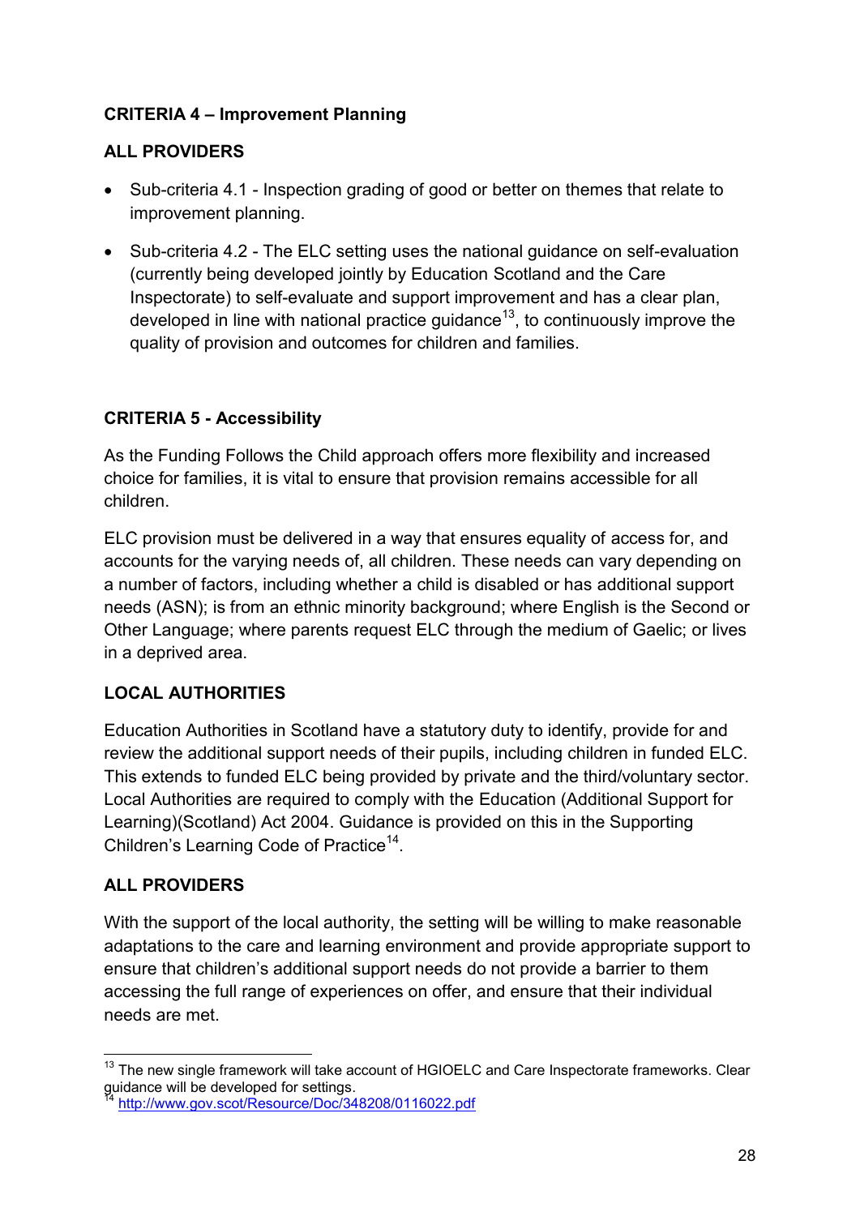**CRITERIA 4 – Improvement Planning**

**ALL PROVIDERS**

- Sub-criteria 4.1 - Inspection grading of good or better on themes that relate to improvement planning.
- Sub-criteria 4.2 - The ELC setting uses the national guidance on self-evaluation (currently being developed jointly by Education Scotland and the Care Inspectorate) to self-evaluate and support improvement and has a clear plan, developed in line with national practice guidance[13], to continuously improve the quality of provision and outcomes for children and families.

**CRITERIA 5 - Accessibility**

As the Funding Follows the Child approach offers more flexibility and increased choice for families, it is vital to ensure that provision remains accessible for all children.

ELC provision must be delivered in a way that ensures equality of access for, and accounts for the varying needs of, all children. These needs can vary depending on a number of factors, including whether a child is disabled or has additional support needs (ASN); is from an ethnic minority background; where English is the Second or Other Language; where parents request ELC through the medium of Gaelic; or lives in a deprived area.

**LOCAL AUTHORITIES**

Education Authorities in Scotland have a statutory duty to identify, provide for and review the additional support needs of their pupils, including children in funded ELC. This extends to funded ELC being provided by private and the third/voluntary sector. Local Authorities are required to comply with the Education (Additional Support for Learning)(Scotland) Act 2004. Guidance is provided on this in the Supporting Children's Learning Code of Practice[14].

**ALL PROVIDERS**

With the support of the local authority, the setting will be willing to make reasonable adaptations to the care and learning environment and provide appropriate support to ensure that children's additional support needs do not provide a barrier to them accessing the full range of experiences on offer, and ensure that their individual needs are met.

---

[13] The new single framework will take account of HGIOELC and Care Inspectorate frameworks. Clear guidance will be developed for settings.

[14] http://www.gov.scot/Resource/Doc/348208/0116022.pdf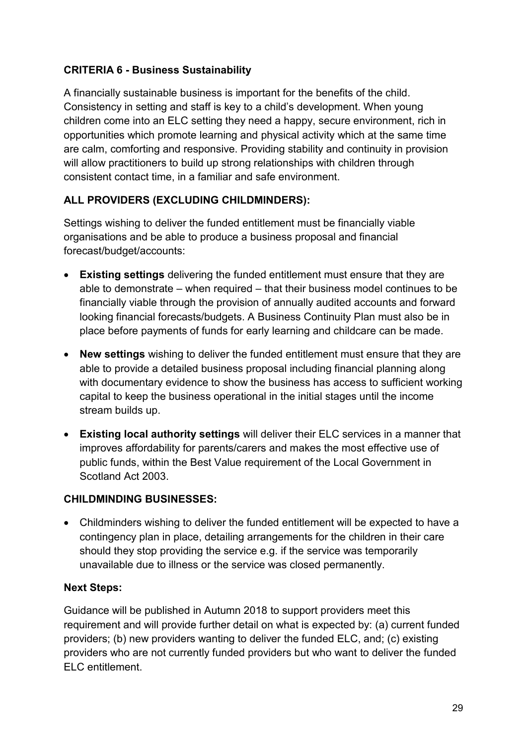**CRITERIA 6 - Business Sustainability**

A financially sustainable business is important for the benefits of the child. Consistency in setting and staff is key to a child's development. When young children come into an ELC setting they need a happy, secure environment, rich in opportunities which promote learning and physical activity which at the same time are calm, comforting and responsive. Providing stability and continuity in provision will allow practitioners to build up strong relationships with children through consistent contact time, in a familiar and safe environment.

**ALL PROVIDERS (EXCLUDING CHILDMINDERS):**

Settings wishing to deliver the funded entitlement must be financially viable organisations and be able to produce a business proposal and financial forecast/budget/accounts:

- **Existing settings** delivering the funded entitlement must ensure that they are able to demonstrate – when required – that their business model continues to be financially viable through the provision of annually audited accounts and forward looking financial forecasts/budgets. A Business Continuity Plan must also be in place before payments of funds for early learning and childcare can be made.
- **New settings** wishing to deliver the funded entitlement must ensure that they are able to provide a detailed business proposal including financial planning along with documentary evidence to show the business has access to sufficient working capital to keep the business operational in the initial stages until the income stream builds up.
- **Existing local authority settings** will deliver their ELC services in a manner that improves affordability for parents/carers and makes the most effective use of public funds, within the Best Value requirement of the Local Government in Scotland Act 2003.

**CHILDMINDING BUSINESSES:**

- Childminders wishing to deliver the funded entitlement will be expected to have a contingency plan in place, detailing arrangements for the children in their care should they stop providing the service e.g. if the service was temporarily unavailable due to illness or the service was closed permanently.

**Next Steps:**

Guidance will be published in Autumn 2018 to support providers meet this requirement and will provide further detail on what is expected by: (a) current funded providers; (b) new providers wanting to deliver the funded ELC, and; (c) existing providers who are not currently funded providers but who want to deliver the funded ELC entitlement.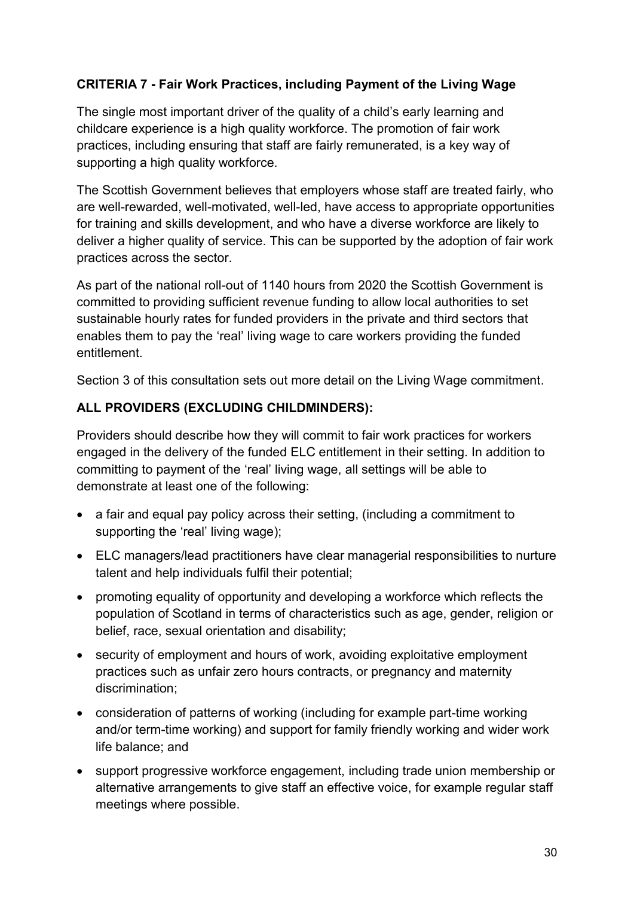### CRITERIA 7 - Fair Work Practices, including Payment of the Living Wage

The single most important driver of the quality of a child's early learning and childcare experience is a high quality workforce. The promotion of fair work practices, including ensuring that staff are fairly remunerated, is a key way of supporting a high quality workforce.

The Scottish Government believes that employers whose staff are treated fairly, who are well-rewarded, well-motivated, well-led, have access to appropriate opportunities for training and skills development, and who have a diverse workforce are likely to deliver a higher quality of service. This can be supported by the adoption of fair work practices across the sector.

As part of the national roll-out of 1140 hours from 2020 the Scottish Government is committed to providing sufficient revenue funding to allow local authorities to set sustainable hourly rates for funded providers in the private and third sectors that enables them to pay the 'real' living wage to care workers providing the funded entitlement.

Section 3 of this consultation sets out more detail on the Living Wage commitment.

### ALL PROVIDERS (EXCLUDING CHILDMINDERS):

Providers should describe how they will commit to fair work practices for workers engaged in the delivery of the funded ELC entitlement in their setting. In addition to committing to payment of the 'real' living wage, all settings will be able to demonstrate at least one of the following:

- a fair and equal pay policy across their setting, (including a commitment to supporting the 'real' living wage);
- ELC managers/lead practitioners have clear managerial responsibilities to nurture talent and help individuals fulfil their potential;
- promoting equality of opportunity and developing a workforce which reflects the population of Scotland in terms of characteristics such as age, gender, religion or belief, race, sexual orientation and disability;
- security of employment and hours of work, avoiding exploitative employment practices such as unfair zero hours contracts, or pregnancy and maternity discrimination;
- consideration of patterns of working (including for example part-time working and/or term-time working) and support for family friendly working and wider work life balance; and
- support progressive workforce engagement, including trade union membership or alternative arrangements to give staff an effective voice, for example regular staff meetings where possible.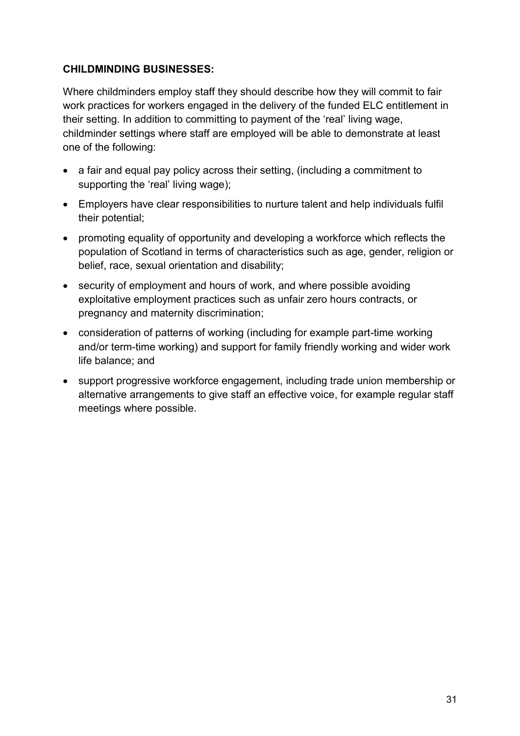**CHILDMINDING BUSINESSES:**

Where childminders employ staff they should describe how they will commit to fair work practices for workers engaged in the delivery of the funded ELC entitlement in their setting. In addition to committing to payment of the 'real' living wage, childminder settings where staff are employed will be able to demonstrate at least one of the following:

- a fair and equal pay policy across their setting, (including a commitment to supporting the 'real' living wage);
- Employers have clear responsibilities to nurture talent and help individuals fulfil their potential;
- promoting equality of opportunity and developing a workforce which reflects the population of Scotland in terms of characteristics such as age, gender, religion or belief, race, sexual orientation and disability;
- security of employment and hours of work, and where possible avoiding exploitative employment practices such as unfair zero hours contracts, or pregnancy and maternity discrimination;
- consideration of patterns of working (including for example part-time working and/or term-time working) and support for family friendly working and wider work life balance; and
- support progressive workforce engagement, including trade union membership or alternative arrangements to give staff an effective voice, for example regular staff meetings where possible.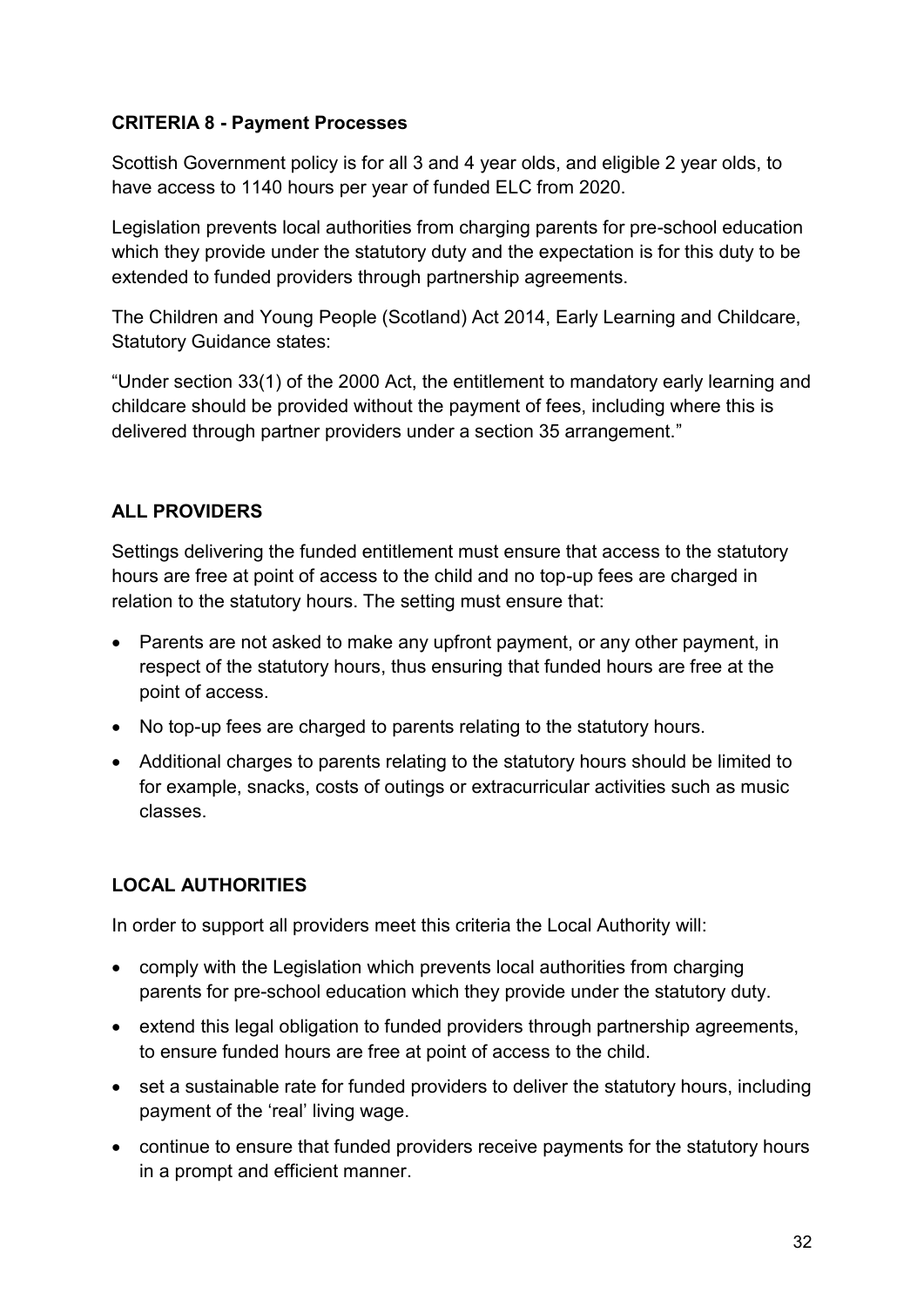**CRITERIA 8 - Payment Processes**

Scottish Government policy is for all 3 and 4 year olds, and eligible 2 year olds, to have access to 1140 hours per year of funded ELC from 2020.

Legislation prevents local authorities from charging parents for pre-school education which they provide under the statutory duty and the expectation is for this duty to be extended to funded providers through partnership agreements.

The Children and Young People (Scotland) Act 2014, Early Learning and Childcare, Statutory Guidance states:

"Under section 33(1) of the 2000 Act, the entitlement to mandatory early learning and childcare should be provided without the payment of fees, including where this is delivered through partner providers under a section 35 arrangement."

**ALL PROVIDERS**

Settings delivering the funded entitlement must ensure that access to the statutory hours are free at point of access to the child and no top-up fees are charged in relation to the statutory hours. The setting must ensure that:

- Parents are not asked to make any upfront payment, or any other payment, in respect of the statutory hours, thus ensuring that funded hours are free at the point of access.
- No top-up fees are charged to parents relating to the statutory hours.
- Additional charges to parents relating to the statutory hours should be limited to for example, snacks, costs of outings or extracurricular activities such as music classes.

**LOCAL AUTHORITIES**

In order to support all providers meet this criteria the Local Authority will:

- comply with the Legislation which prevents local authorities from charging parents for pre-school education which they provide under the statutory duty.
- extend this legal obligation to funded providers through partnership agreements, to ensure funded hours are free at point of access to the child.
- set a sustainable rate for funded providers to deliver the statutory hours, including payment of the 'real' living wage.
- continue to ensure that funded providers receive payments for the statutory hours in a prompt and efficient manner.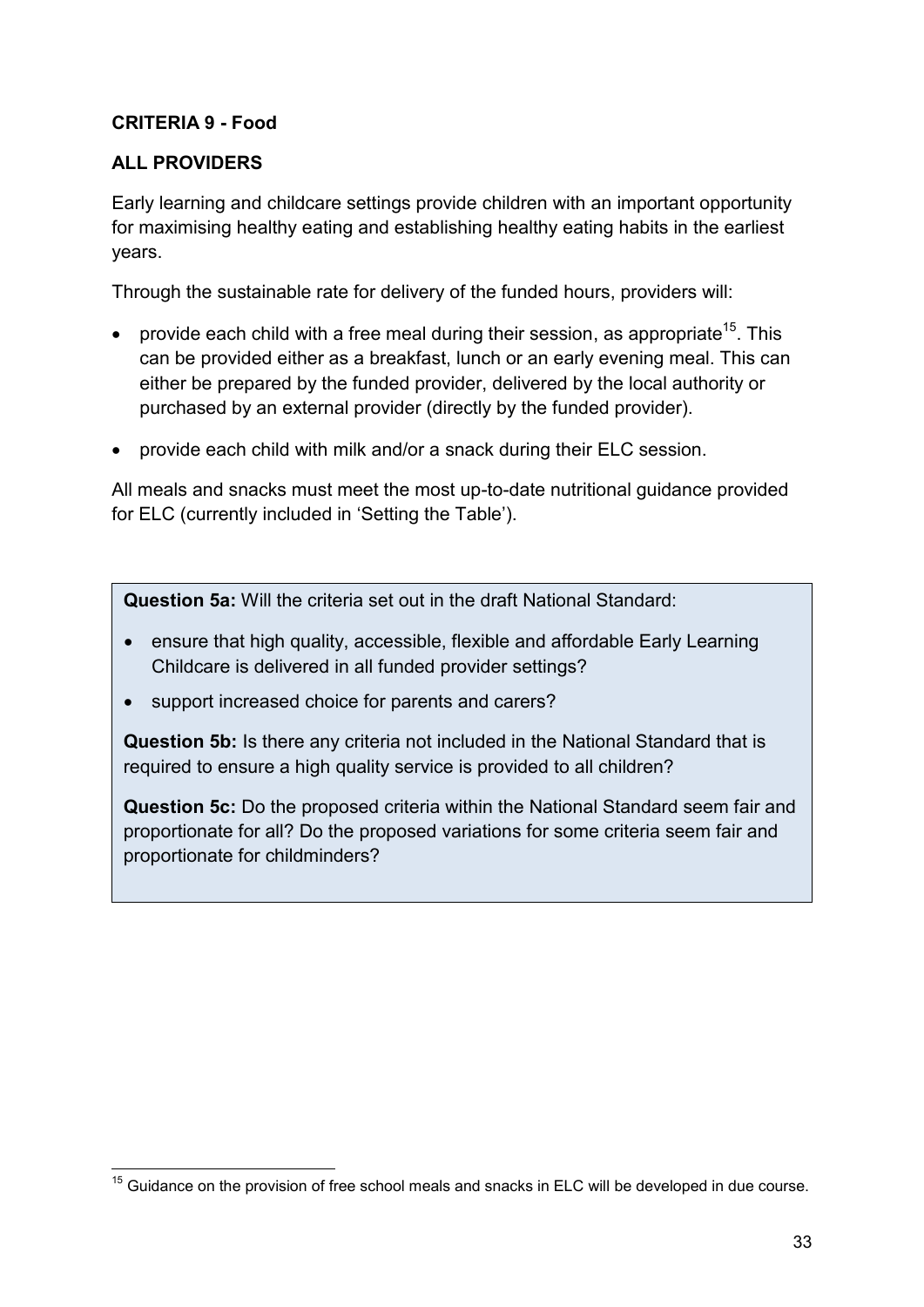**CRITERIA 9 - Food**

**ALL PROVIDERS**

Early learning and childcare settings provide children with an important opportunity for maximising healthy eating and establishing healthy eating habits in the earliest years.

Through the sustainable rate for delivery of the funded hours, providers will:

- provide each child with a free meal during their session, as appropriate[15]. This can be provided either as a breakfast, lunch or an early evening meal. This can either be prepared by the funded provider, delivered by the local authority or purchased by an external provider (directly by the funded provider).
- provide each child with milk and/or a snack during their ELC session.

All meals and snacks must meet the most up-to-date nutritional guidance provided for ELC (currently included in 'Setting the Table').

**Question 5a:** Will the criteria set out in the draft National Standard:

- ensure that high quality, accessible, flexible and affordable Early Learning Childcare is delivered in all funded provider settings?
- support increased choice for parents and carers?

**Question 5b:** Is there any criteria not included in the National Standard that is required to ensure a high quality service is provided to all children?

**Question 5c:** Do the proposed criteria within the National Standard seem fair and proportionate for all? Do the proposed variations for some criteria seem fair and proportionate for childminders?

[15] Guidance on the provision of free school meals and snacks in ELC will be developed in due course.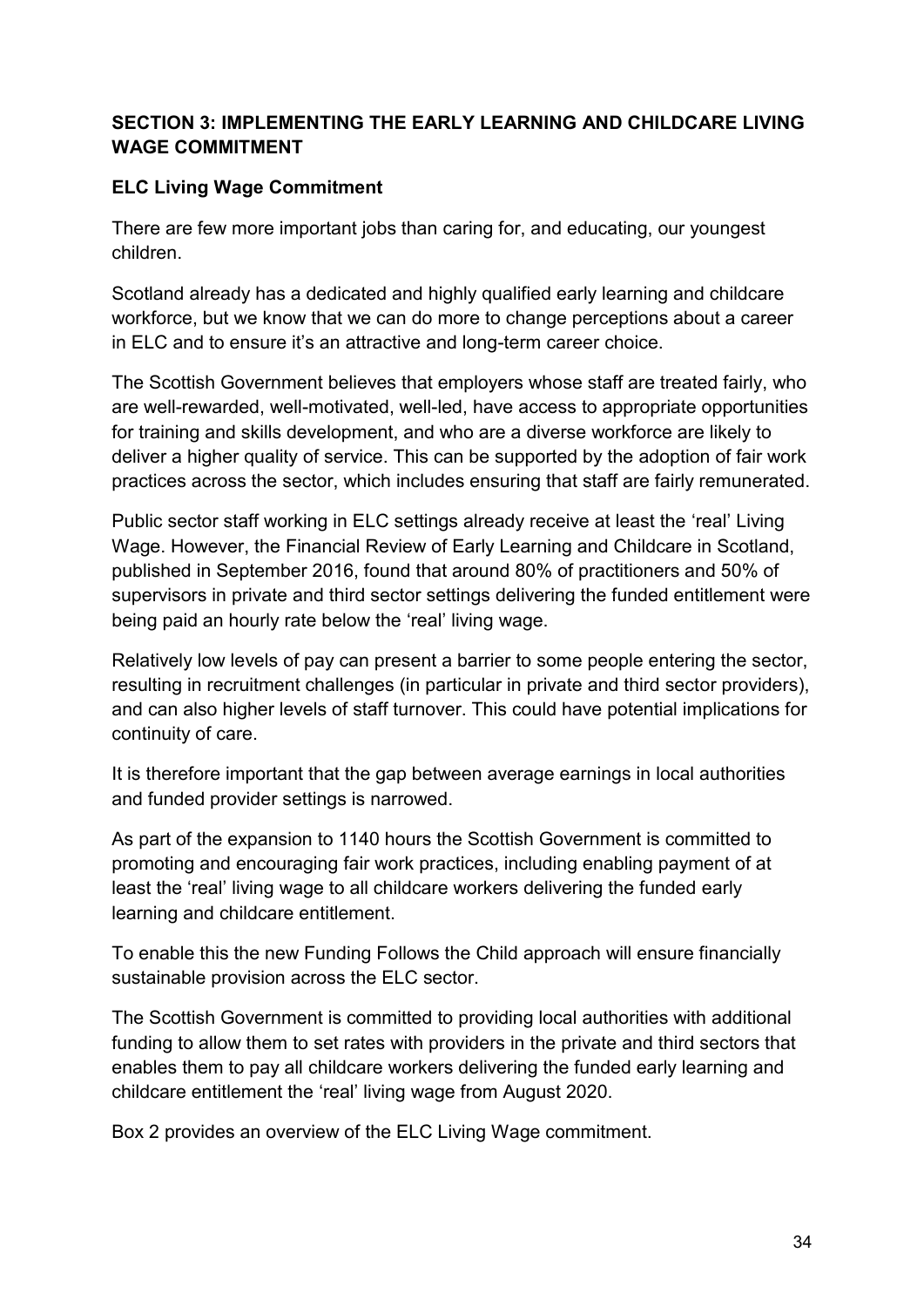## SECTION 3: IMPLEMENTING THE EARLY LEARNING AND CHILDCARE LIVING WAGE COMMITMENT

### ELC Living Wage Commitment

There are few more important jobs than caring for, and educating, our youngest children.

Scotland already has a dedicated and highly qualified early learning and childcare workforce, but we know that we can do more to change perceptions about a career in ELC and to ensure it's an attractive and long-term career choice.

The Scottish Government believes that employers whose staff are treated fairly, who are well-rewarded, well-motivated, well-led, have access to appropriate opportunities for training and skills development, and who are a diverse workforce are likely to deliver a higher quality of service. This can be supported by the adoption of fair work practices across the sector, which includes ensuring that staff are fairly remunerated.

Public sector staff working in ELC settings already receive at least the 'real' Living Wage. However, the Financial Review of Early Learning and Childcare in Scotland, published in September 2016, found that around 80% of practitioners and 50% of supervisors in private and third sector settings delivering the funded entitlement were being paid an hourly rate below the 'real' living wage.

Relatively low levels of pay can present a barrier to some people entering the sector, resulting in recruitment challenges (in particular in private and third sector providers), and can also higher levels of staff turnover. This could have potential implications for continuity of care.

It is therefore important that the gap between average earnings in local authorities and funded provider settings is narrowed.

As part of the expansion to 1140 hours the Scottish Government is committed to promoting and encouraging fair work practices, including enabling payment of at least the 'real' living wage to all childcare workers delivering the funded early learning and childcare entitlement.

To enable this the new Funding Follows the Child approach will ensure financially sustainable provision across the ELC sector.

The Scottish Government is committed to providing local authorities with additional funding to allow them to set rates with providers in the private and third sectors that enables them to pay all childcare workers delivering the funded early learning and childcare entitlement the 'real' living wage from August 2020.

Box 2 provides an overview of the ELC Living Wage commitment.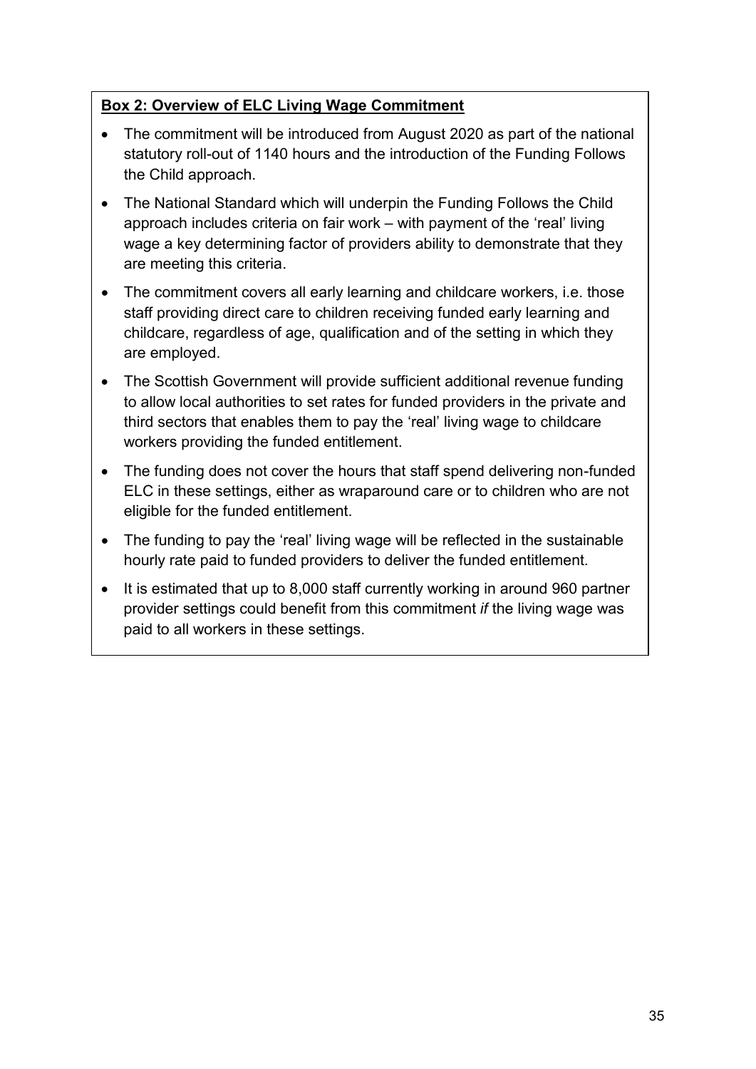**Box 2: Overview of ELC Living Wage Commitment**

- The commitment will be introduced from August 2020 as part of the national statutory roll-out of 1140 hours and the introduction of the Funding Follows the Child approach.
- The National Standard which will underpin the Funding Follows the Child approach includes criteria on fair work – with payment of the 'real' living wage a key determining factor of providers ability to demonstrate that they are meeting this criteria.
- The commitment covers all early learning and childcare workers, i.e. those staff providing direct care to children receiving funded early learning and childcare, regardless of age, qualification and of the setting in which they are employed.
- The Scottish Government will provide sufficient additional revenue funding to allow local authorities to set rates for funded providers in the private and third sectors that enables them to pay the 'real' living wage to childcare workers providing the funded entitlement.
- The funding does not cover the hours that staff spend delivering non-funded ELC in these settings, either as wraparound care or to children who are not eligible for the funded entitlement.
- The funding to pay the 'real' living wage will be reflected in the sustainable hourly rate paid to funded providers to deliver the funded entitlement.
- It is estimated that up to 8,000 staff currently working in around 960 partner provider settings could benefit from this commitment *if* the living wage was paid to all workers in these settings.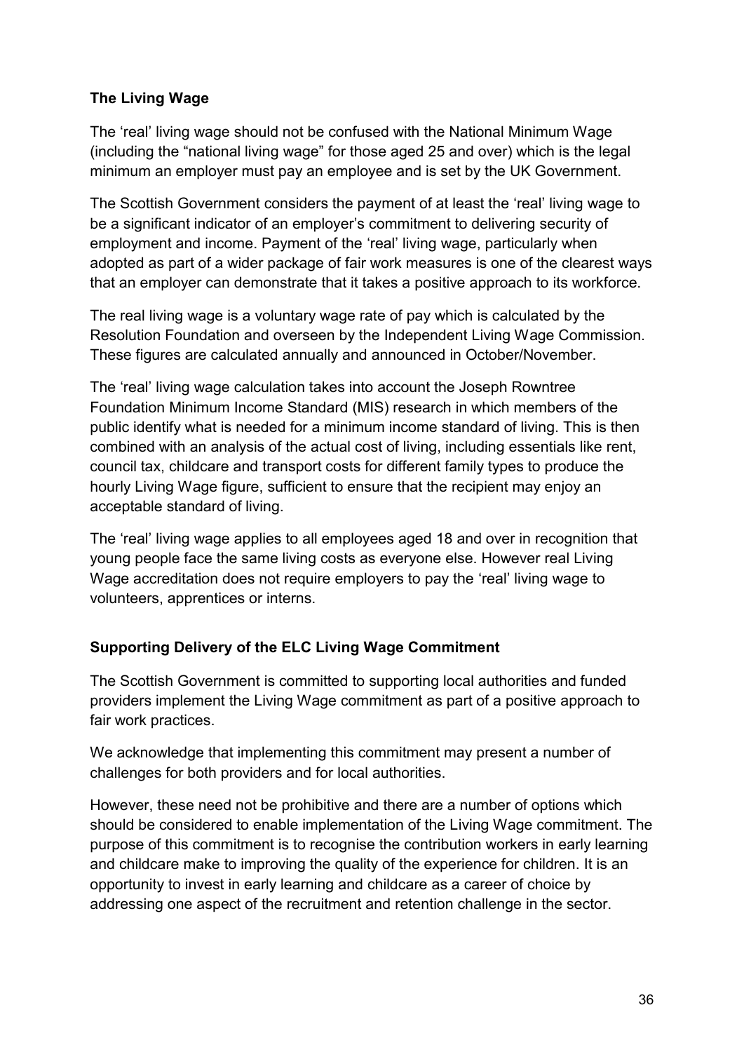**The Living Wage**

The 'real' living wage should not be confused with the National Minimum Wage (including the "national living wage" for those aged 25 and over) which is the legal minimum an employer must pay an employee and is set by the UK Government.

The Scottish Government considers the payment of at least the 'real' living wage to be a significant indicator of an employer's commitment to delivering security of employment and income. Payment of the 'real' living wage, particularly when adopted as part of a wider package of fair work measures is one of the clearest ways that an employer can demonstrate that it takes a positive approach to its workforce.

The real living wage is a voluntary wage rate of pay which is calculated by the Resolution Foundation and overseen by the Independent Living Wage Commission. These figures are calculated annually and announced in October/November.

The 'real' living wage calculation takes into account the Joseph Rowntree Foundation Minimum Income Standard (MIS) research in which members of the public identify what is needed for a minimum income standard of living. This is then combined with an analysis of the actual cost of living, including essentials like rent, council tax, childcare and transport costs for different family types to produce the hourly Living Wage figure, sufficient to ensure that the recipient may enjoy an acceptable standard of living.

The 'real' living wage applies to all employees aged 18 and over in recognition that young people face the same living costs as everyone else. However real Living Wage accreditation does not require employers to pay the 'real' living wage to volunteers, apprentices or interns.

**Supporting Delivery of the ELC Living Wage Commitment**

The Scottish Government is committed to supporting local authorities and funded providers implement the Living Wage commitment as part of a positive approach to fair work practices.

We acknowledge that implementing this commitment may present a number of challenges for both providers and for local authorities.

However, these need not be prohibitive and there are a number of options which should be considered to enable implementation of the Living Wage commitment. The purpose of this commitment is to recognise the contribution workers in early learning and childcare make to improving the quality of the experience for children. It is an opportunity to invest in early learning and childcare as a career of choice by addressing one aspect of the recruitment and retention challenge in the sector.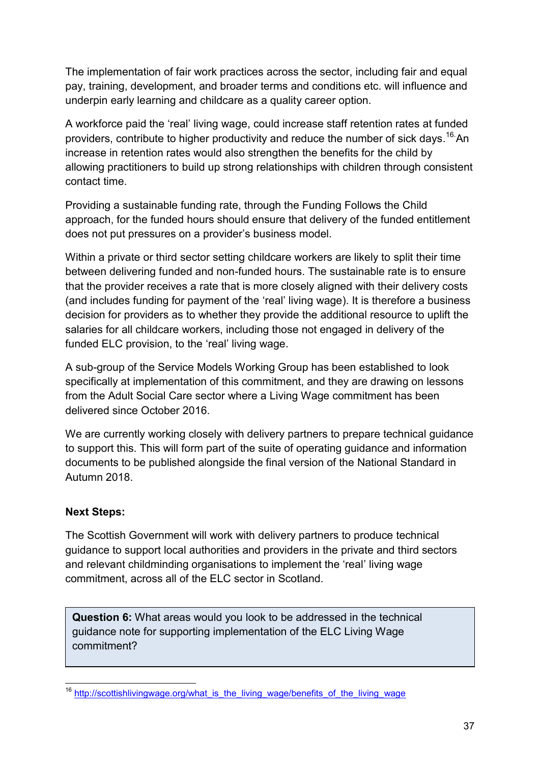The implementation of fair work practices across the sector, including fair and equal pay, training, development, and broader terms and conditions etc. will influence and underpin early learning and childcare as a quality career option.

A workforce paid the 'real' living wage, could increase staff retention rates at funded providers, contribute to higher productivity and reduce the number of sick days.[16] An increase in retention rates would also strengthen the benefits for the child by allowing practitioners to build up strong relationships with children through consistent contact time.

Providing a sustainable funding rate, through the Funding Follows the Child approach, for the funded hours should ensure that delivery of the funded entitlement does not put pressures on a provider's business model.

Within a private or third sector setting childcare workers are likely to split their time between delivering funded and non-funded hours. The sustainable rate is to ensure that the provider receives a rate that is more closely aligned with their delivery costs (and includes funding for payment of the 'real' living wage). It is therefore a business decision for providers as to whether they provide the additional resource to uplift the salaries for all childcare workers, including those not engaged in delivery of the funded ELC provision, to the 'real' living wage.

A sub-group of the Service Models Working Group has been established to look specifically at implementation of this commitment, and they are drawing on lessons from the Adult Social Care sector where a Living Wage commitment has been delivered since October 2016.

We are currently working closely with delivery partners to prepare technical guidance to support this. This will form part of the suite of operating guidance and information documents to be published alongside the final version of the National Standard in Autumn 2018.

**Next Steps:**

The Scottish Government will work with delivery partners to produce technical guidance to support local authorities and providers in the private and third sectors and relevant childminding organisations to implement the 'real' living wage commitment, across all of the ELC sector in Scotland.

> **Question 6:** What areas would you look to be addressed in the technical guidance note for supporting implementation of the ELC Living Wage commitment?

[16] http://scottishlivingwage.org/what_is_the_living_wage/benefits_of_the_living_wage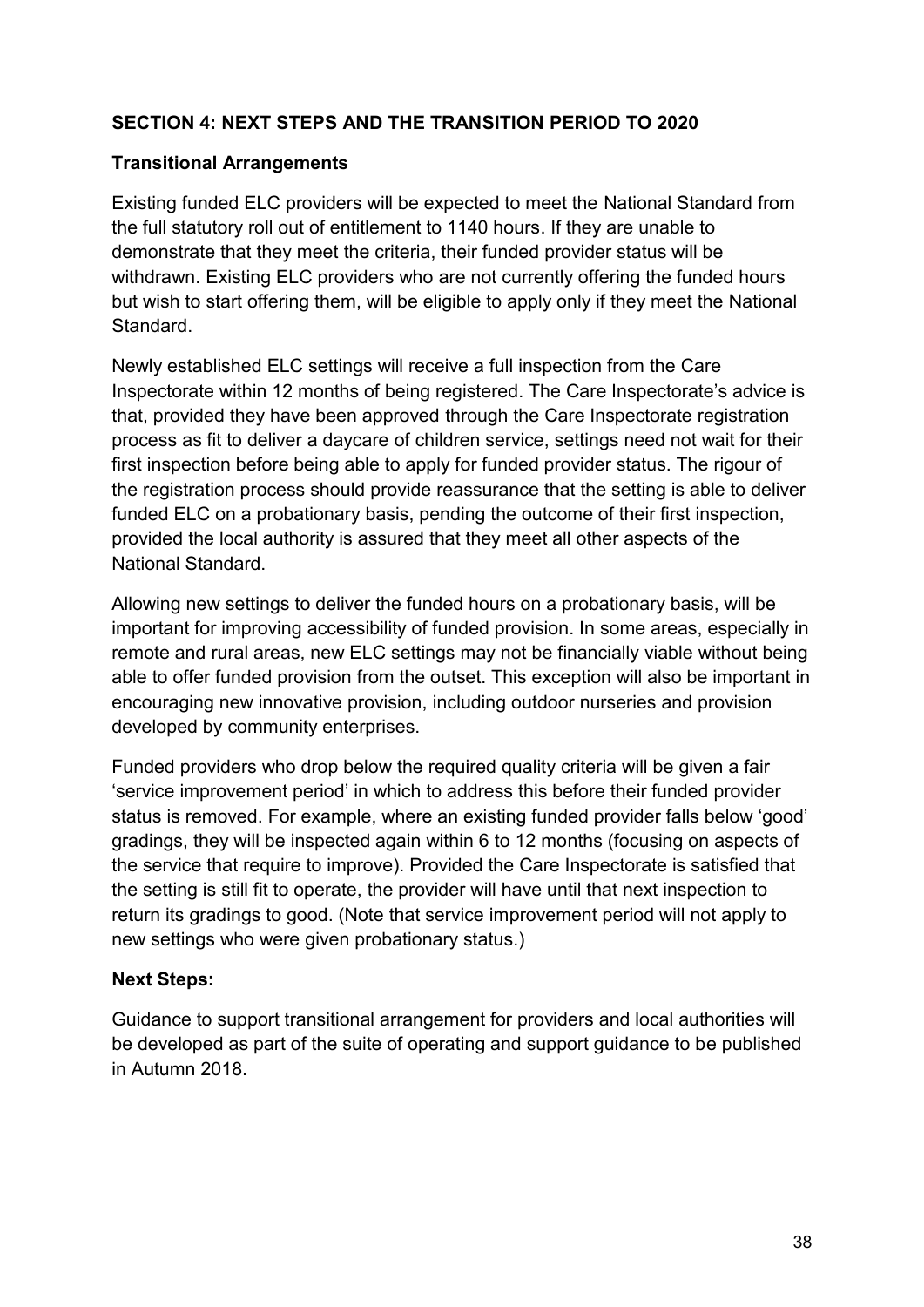## SECTION 4: NEXT STEPS AND THE TRANSITION PERIOD TO 2020

### Transitional Arrangements

Existing funded ELC providers will be expected to meet the National Standard from the full statutory roll out of entitlement to 1140 hours. If they are unable to demonstrate that they meet the criteria, their funded provider status will be withdrawn. Existing ELC providers who are not currently offering the funded hours but wish to start offering them, will be eligible to apply only if they meet the National Standard.

Newly established ELC settings will receive a full inspection from the Care Inspectorate within 12 months of being registered. The Care Inspectorate's advice is that, provided they have been approved through the Care Inspectorate registration process as fit to deliver a daycare of children service, settings need not wait for their first inspection before being able to apply for funded provider status. The rigour of the registration process should provide reassurance that the setting is able to deliver funded ELC on a probationary basis, pending the outcome of their first inspection, provided the local authority is assured that they meet all other aspects of the National Standard.

Allowing new settings to deliver the funded hours on a probationary basis, will be important for improving accessibility of funded provision. In some areas, especially in remote and rural areas, new ELC settings may not be financially viable without being able to offer funded provision from the outset. This exception will also be important in encouraging new innovative provision, including outdoor nurseries and provision developed by community enterprises.

Funded providers who drop below the required quality criteria will be given a fair 'service improvement period' in which to address this before their funded provider status is removed. For example, where an existing funded provider falls below 'good' gradings, they will be inspected again within 6 to 12 months (focusing on aspects of the service that require to improve). Provided the Care Inspectorate is satisfied that the setting is still fit to operate, the provider will have until that next inspection to return its gradings to good. (Note that service improvement period will not apply to new settings who were given probationary status.)

### Next Steps:

Guidance to support transitional arrangement for providers and local authorities will be developed as part of the suite of operating and support guidance to be published in Autumn 2018.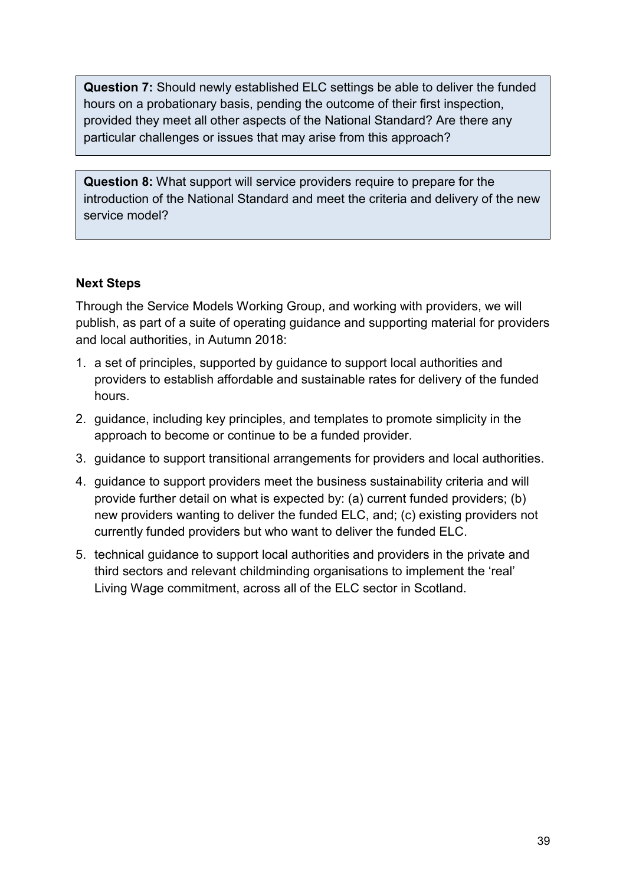**Question 7:** Should newly established ELC settings be able to deliver the funded hours on a probationary basis, pending the outcome of their first inspection, provided they meet all other aspects of the National Standard? Are there any particular challenges or issues that may arise from this approach?

**Question 8:** What support will service providers require to prepare for the introduction of the National Standard and meet the criteria and delivery of the new service model?

**Next Steps**

Through the Service Models Working Group, and working with providers, we will publish, as part of a suite of operating guidance and supporting material for providers and local authorities, in Autumn 2018:

1. a set of principles, supported by guidance to support local authorities and providers to establish affordable and sustainable rates for delivery of the funded hours.
2. guidance, including key principles, and templates to promote simplicity in the approach to become or continue to be a funded provider.
3. guidance to support transitional arrangements for providers and local authorities.
4. guidance to support providers meet the business sustainability criteria and will provide further detail on what is expected by: (a) current funded providers; (b) new providers wanting to deliver the funded ELC, and; (c) existing providers not currently funded providers but who want to deliver the funded ELC.
5. technical guidance to support local authorities and providers in the private and third sectors and relevant childminding organisations to implement the 'real' Living Wage commitment, across all of the ELC sector in Scotland.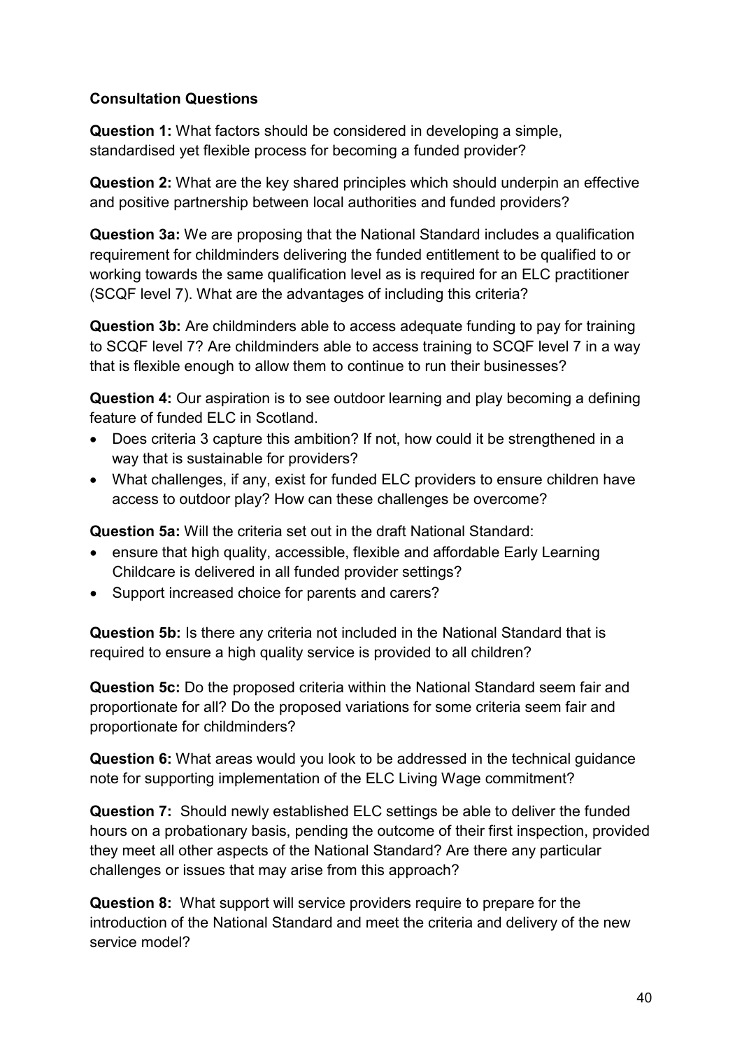**Consultation Questions**

**Question 1:** What factors should be considered in developing a simple, standardised yet flexible process for becoming a funded provider?

**Question 2:** What are the key shared principles which should underpin an effective and positive partnership between local authorities and funded providers?

**Question 3a:** We are proposing that the National Standard includes a qualification requirement for childminders delivering the funded entitlement to be qualified to or working towards the same qualification level as is required for an ELC practitioner (SCQF level 7). What are the advantages of including this criteria?

**Question 3b:** Are childminders able to access adequate funding to pay for training to SCQF level 7? Are childminders able to access training to SCQF level 7 in a way that is flexible enough to allow them to continue to run their businesses?

**Question 4:** Our aspiration is to see outdoor learning and play becoming a defining feature of funded ELC in Scotland.

- Does criteria 3 capture this ambition? If not, how could it be strengthened in a way that is sustainable for providers?
- What challenges, if any, exist for funded ELC providers to ensure children have access to outdoor play? How can these challenges be overcome?

**Question 5a:** Will the criteria set out in the draft National Standard:

- ensure that high quality, accessible, flexible and affordable Early Learning Childcare is delivered in all funded provider settings?
- Support increased choice for parents and carers?

**Question 5b:** Is there any criteria not included in the National Standard that is required to ensure a high quality service is provided to all children?

**Question 5c:** Do the proposed criteria within the National Standard seem fair and proportionate for all? Do the proposed variations for some criteria seem fair and proportionate for childminders?

**Question 6:** What areas would you look to be addressed in the technical guidance note for supporting implementation of the ELC Living Wage commitment?

**Question 7:** Should newly established ELC settings be able to deliver the funded hours on a probationary basis, pending the outcome of their first inspection, provided they meet all other aspects of the National Standard? Are there any particular challenges or issues that may arise from this approach?

**Question 8:** What support will service providers require to prepare for the introduction of the National Standard and meet the criteria and delivery of the new service model?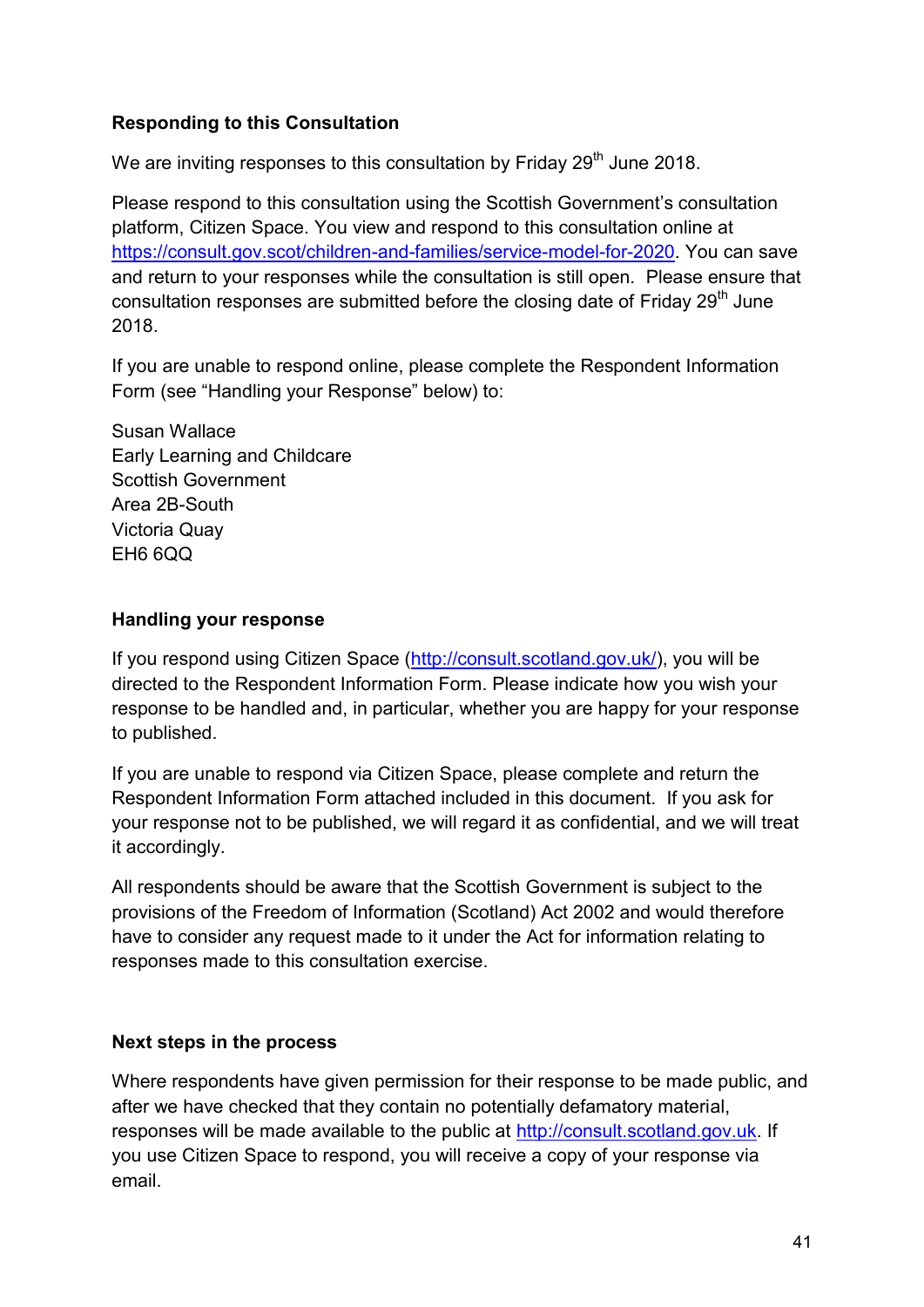**Responding to this Consultation**

We are inviting responses to this consultation by Friday 29th June 2018.

Please respond to this consultation using the Scottish Government's consultation platform, Citizen Space. You view and respond to this consultation online at https://consult.gov.scot/children-and-families/service-model-for-2020. You can save and return to your responses while the consultation is still open. Please ensure that consultation responses are submitted before the closing date of Friday 29th June 2018.

If you are unable to respond online, please complete the Respondent Information Form (see "Handling your Response" below) to:

Susan Wallace
Early Learning and Childcare
Scottish Government
Area 2B-South
Victoria Quay
EH6 6QQ

**Handling your response**

If you respond using Citizen Space (http://consult.scotland.gov.uk/), you will be directed to the Respondent Information Form. Please indicate how you wish your response to be handled and, in particular, whether you are happy for your response to published.

If you are unable to respond via Citizen Space, please complete and return the Respondent Information Form attached included in this document. If you ask for your response not to be published, we will regard it as confidential, and we will treat it accordingly.

All respondents should be aware that the Scottish Government is subject to the provisions of the Freedom of Information (Scotland) Act 2002 and would therefore have to consider any request made to it under the Act for information relating to responses made to this consultation exercise.

**Next steps in the process**

Where respondents have given permission for their response to be made public, and after we have checked that they contain no potentially defamatory material, responses will be made available to the public at http://consult.scotland.gov.uk. If you use Citizen Space to respond, you will receive a copy of your response via email.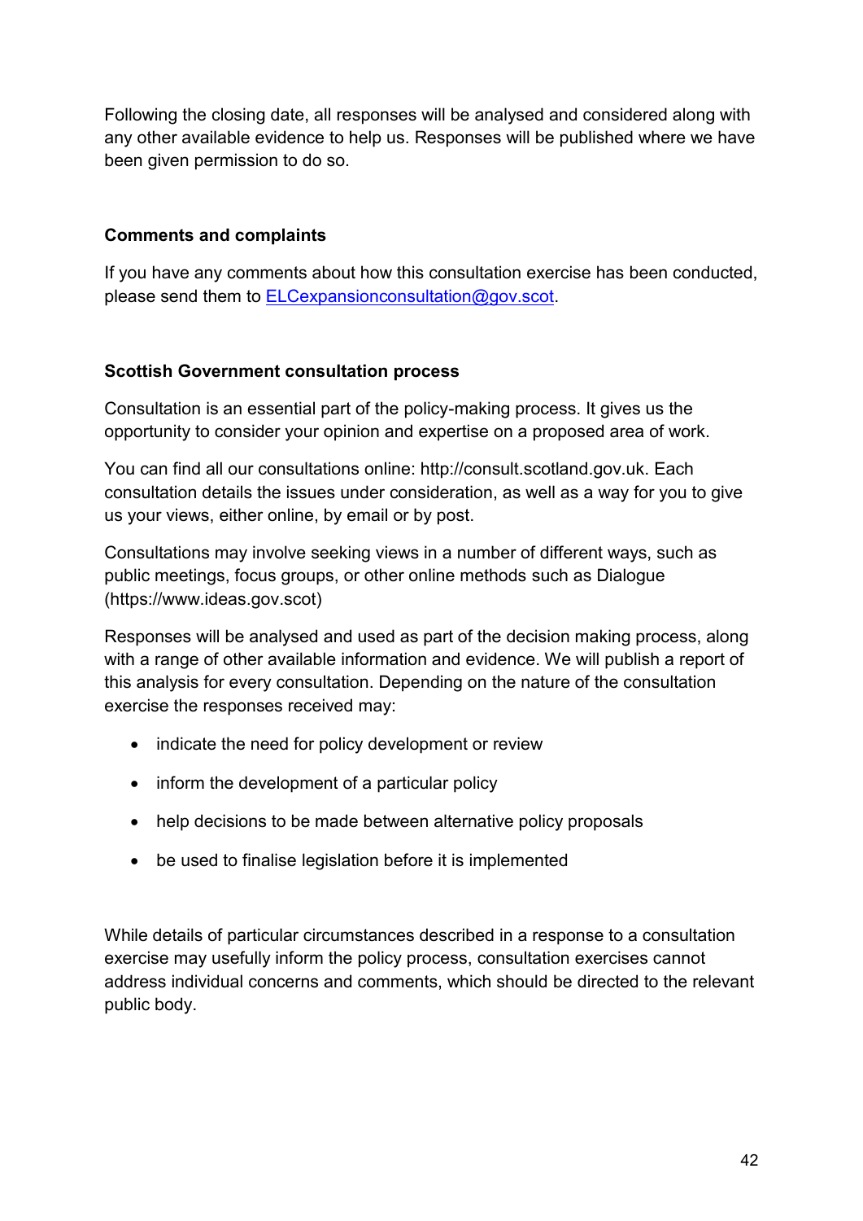Following the closing date, all responses will be analysed and considered along with any other available evidence to help us. Responses will be published where we have been given permission to do so.

### Comments and complaints

If you have any comments about how this consultation exercise has been conducted, please send them to ELCexpansionconsultation@gov.scot.

### Scottish Government consultation process

Consultation is an essential part of the policy-making process. It gives us the opportunity to consider your opinion and expertise on a proposed area of work.

You can find all our consultations online: http://consult.scotland.gov.uk. Each consultation details the issues under consideration, as well as a way for you to give us your views, either online, by email or by post.

Consultations may involve seeking views in a number of different ways, such as public meetings, focus groups, or other online methods such as Dialogue (https://www.ideas.gov.scot)

Responses will be analysed and used as part of the decision making process, along with a range of other available information and evidence. We will publish a report of this analysis for every consultation. Depending on the nature of the consultation exercise the responses received may:

- indicate the need for policy development or review
- inform the development of a particular policy
- help decisions to be made between alternative policy proposals
- be used to finalise legislation before it is implemented

While details of particular circumstances described in a response to a consultation exercise may usefully inform the policy process, consultation exercises cannot address individual concerns and comments, which should be directed to the relevant public body.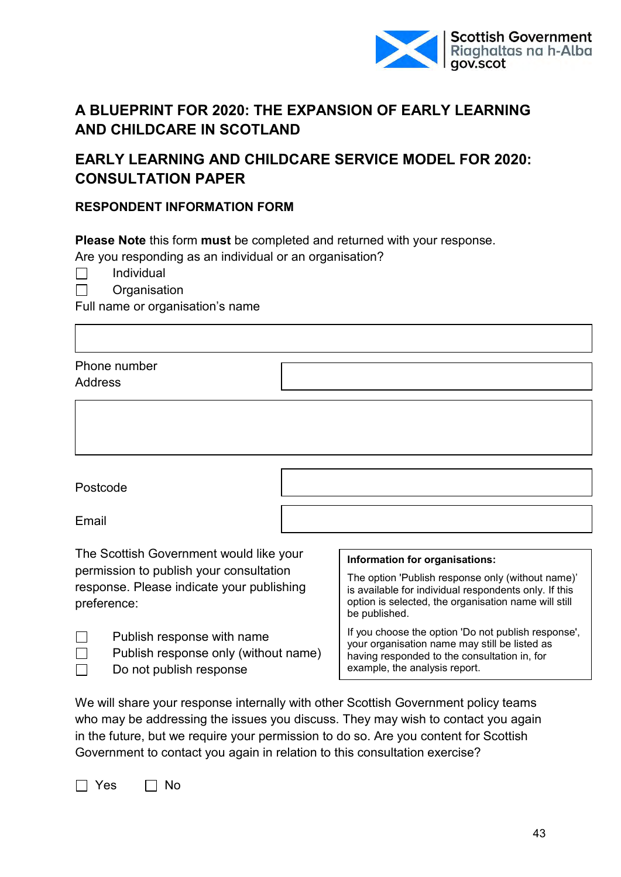# A BLUEPRINT FOR 2020: THE EXPANSION OF EARLY LEARNING AND CHILDCARE IN SCOTLAND

## EARLY LEARNING AND CHILDCARE SERVICE MODEL FOR 2020: CONSULTATION PAPER

### RESPONDENT INFORMATION FORM

**Please Note** this form **must** be completed and returned with your response.

Are you responding as an individual or an organisation?

☐ Individual

☐ Organisation

Full name or organisation's name

| |
|---|
| |

| Phone number | |
|---|---|

Address

| |
|---|
| |

| Postcode | |
|---|---|
| **Email** | |

The Scottish Government would like your permission to publish your consultation response. Please indicate your publishing preference:

☐ Publish response with name

☐ Publish response only (without name)

☐ Do not publish response

**Information for organisations:**

The option 'Publish response only (without name)' is available for individual respondents only. If this option is selected, the organisation name will still be published.

If you choose the option 'Do not publish response', your organisation name may still be listed as having responded to the consultation in, for example, the analysis report.

We will share your response internally with other Scottish Government policy teams who may be addressing the issues you discuss. They may wish to contact you again in the future, but we require your permission to do so. Are you content for Scottish Government to contact you again in relation to this consultation exercise?

☐ Yes ☐ No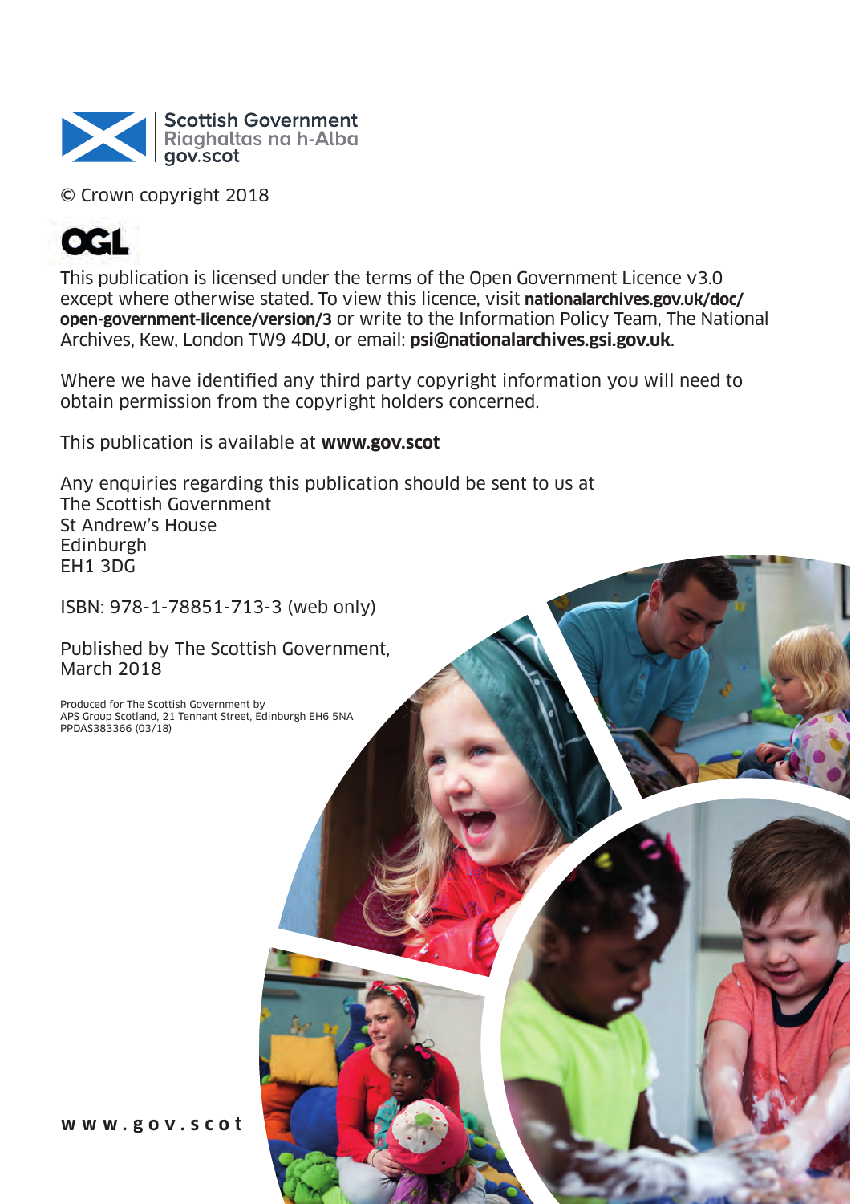Scottish Government
Riaghaltas na h-Alba
gov.scot

© Crown copyright 2018

OGL

This publication is licensed under the terms of the Open Government Licence v3.0 except where otherwise stated. To view this licence, visit **nationalarchives.gov.uk/doc/open-government-licence/version/3** or write to the Information Policy Team, The National Archives, Kew, London TW9 4DU, or email: **psi@nationalarchives.gsi.gov.uk**.

Where we have identified any third party copyright information you will need to obtain permission from the copyright holders concerned.

This publication is available at **www.gov.scot**

Any enquiries regarding this publication should be sent to us at
The Scottish Government
St Andrew's House
Edinburgh
EH1 3DG

ISBN: 978-1-78851-713-3 (web only)

Published by The Scottish Government,
March 2018

Produced for The Scottish Government by
APS Group Scotland, 21 Tennant Street, Edinburgh EH6 5NA
PPDAS383366 (03/18)

**w w w . g o v . s c o t**